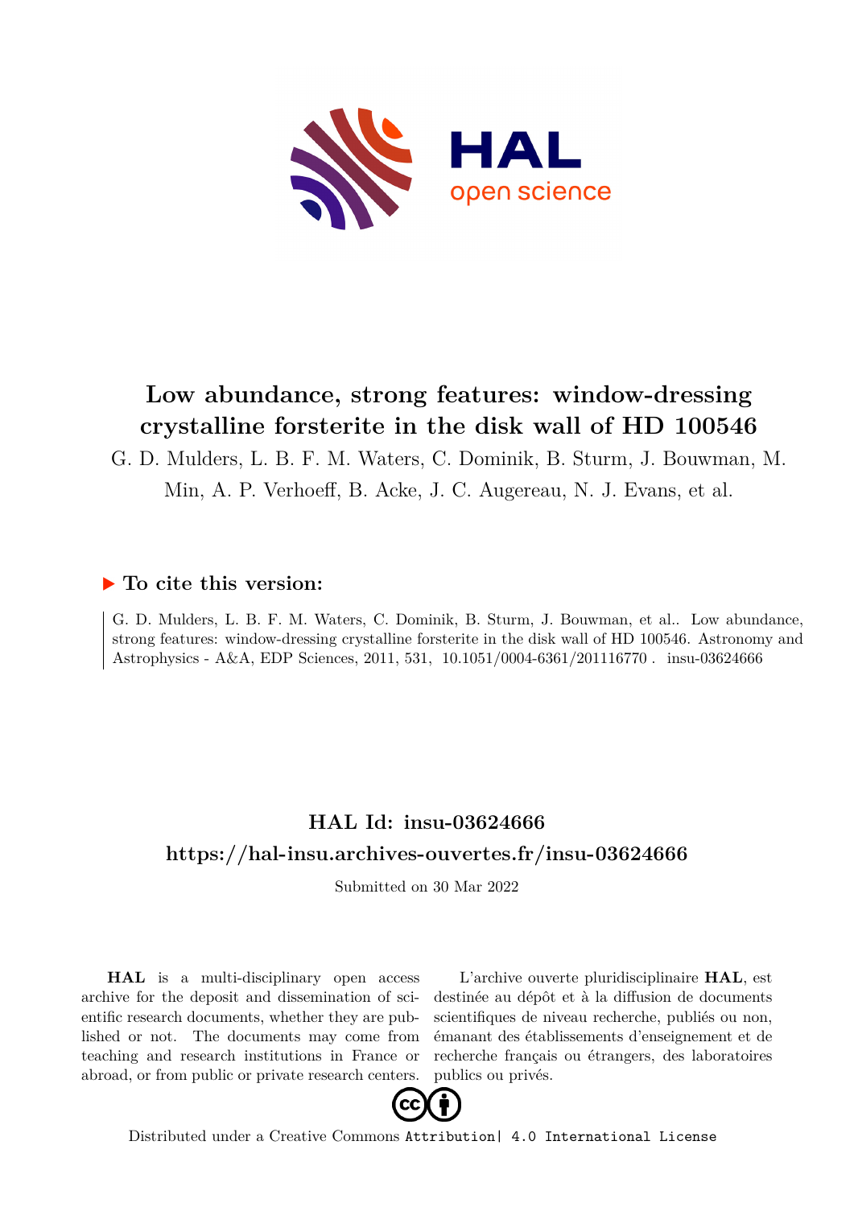# Low abundance, strong features: window-dressing crystalline forsterite in the disk wall of HD 100546

G. D. Mulders, L. B. F. M. Waters, C. Dominik, B. Sturm, J. Bouwman, M. Min, A. P. Verhoeff, B. Acke, J. C. Augereau, N. J. Evans, et al.

## ▶ To cite this version:

G. D. Mulders, L. B. F. M. Waters, C. Dominik, B. Sturm, J. Bouwman, et al.. Low abundance, strong features: window-dressing crystalline forsterite in the disk wall of HD 100546. Astronomy and Astrophysics - A&A, EDP Sciences, 2011, 531, 10.1051/0004-6361/201116770 . insu-03624666

## HAL Id: insu-03624666

## https://hal-insu.archives-ouvertes.fr/insu-03624666

Submitted on 30 Mar 2022

**HAL** is a multi-disciplinary open access archive for the deposit and dissemination of scientific research documents, whether they are published or not. The documents may come from teaching and research institutions in France or abroad, or from public or private research centers.

L'archive ouverte pluridisciplinaire **HAL**, est destinée au dépôt et à la diffusion de documents scientifiques de niveau recherche, publiés ou non, émanant des établissements d'enseignement et de recherche français ou étrangers, des laboratoires publics ou privés.

Distributed under a Creative Commons Attribution| 4.0 International License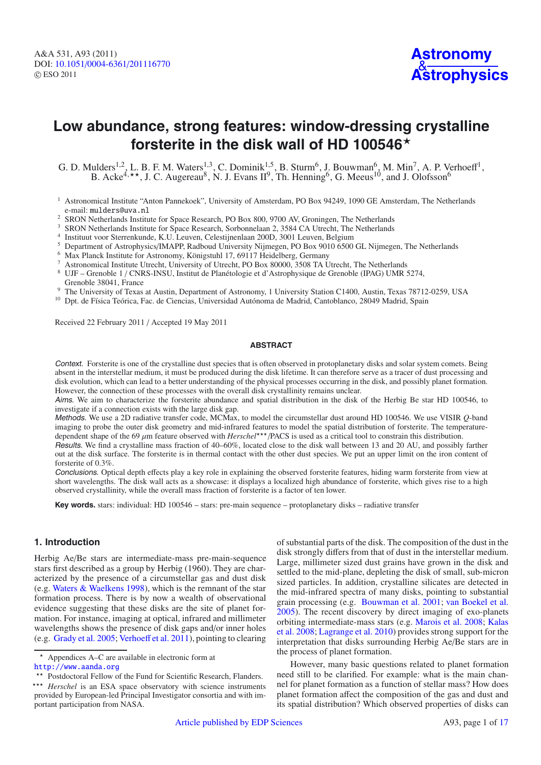# Low abundance, strong features: window-dressing crystalline forsterite in the disk wall of HD 100546[⋆]

G. D. Mulders[1,2], L. B. F. M. Waters[1,3], C. Dominik[1,5], B. Sturm[6], J. Bouwman[6], M. Min[7], A. P. Verhoeff[1], B. Acke[4,⋆⋆], J. C. Augereau[8], N. J. Evans II[9], Th. Henning[6], G. Meeus[10], and J. Olofsson[6]

[1] Astronomical Institute "Anton Pannekoek", University of Amsterdam, PO Box 94249, 1090 GE Amsterdam, The Netherlands
e-mail: mulders@uva.nl

[2] SRON Netherlands Institute for Space Research, PO Box 800, 9700 AV, Groningen, The Netherlands

[3] SRON Netherlands Institute for Space Research, Sorbonnelaan 2, 3584 CA Utrecht, The Netherlands

[4] Instituut voor Sterrenkunde, K.U. Leuven, Celestijnenlaan 200D, 3001 Leuven, Belgium

[5] Department of Astrophysics/IMAPP, Radboud University Nijmegen, PO Box 9010 6500 GL Nijmegen, The Netherlands

[6] Max Planck Institute for Astronomy, Königstuhl 17, 69117 Heidelberg, Germany

[7] Astronomical Institute Utrecht, University of Utrecht, PO Box 80000, 3508 TA Utrecht, The Netherlands

[8] UJF – Grenoble 1 / CNRS-INSU, Institut de Planétologie et d'Astrophysique de Grenoble (IPAG) UMR 5274, Grenoble 38041, France

[9] The University of Texas at Austin, Department of Astronomy, 1 University Station C1400, Austin, Texas 78712-0259, USA

[10] Dpt. de Física Teórica, Fac. de Ciencias, Universidad Autónoma de Madrid, Cantoblanco, 28049 Madrid, Spain

Received 22 February 2011 / Accepted 19 May 2011

## ABSTRACT

*Context.* Forsterite is one of the crystalline dust species that is often observed in protoplanetary disks and solar system comets. Being absent in the interstellar medium, it must be produced during the disk lifetime. It can therefore serve as a tracer of dust processing and disk evolution, which can lead to a better understanding of the physical processes occurring in the disk, and possibly planet formation. However, the connection of these processes with the overall disk crystallinity remains unclear.

*Aims.* We aim to characterize the forsterite abundance and spatial distribution in the disk of the Herbig Be star HD 100546, to investigate if a connection exists with the large disk gap.

*Methods.* We use a 2D radiative transfer code, MCMax, to model the circumstellar dust around HD 100546. We use VISIR *Q*-band imaging to probe the outer disk geometry and mid-infrared features to model the spatial distribution of forsterite. The temperature-dependent shape of the 69 $\mu$m feature observed with *Herschel*[⋆⋆⋆]/PACS is used as a critical tool to constrain this distribution.

*Results.* We find a crystalline mass fraction of 40–60%, located close to the disk wall between 13 and 20 AU, and possibly farther out at the disk surface. The forsterite is in thermal contact with the other dust species. We put an upper limit on the iron content of forsterite of 0.3%.

*Conclusions.* Optical depth effects play a key role in explaining the observed forsterite features, hiding warm forsterite from view at short wavelengths. The disk wall acts as a showcase: it displays a localized high abundance of forsterite, which gives rise to a high observed crystallinity, while the overall mass fraction of forsterite is a factor of ten lower.

**Key words.** stars: individual: HD 100546 – stars: pre-main sequence – protoplanetary disks – radiative transfer

## 1. Introduction

Herbig Ae/Be stars are intermediate-mass pre-main-sequence stars first described as a group by Herbig (1960). They are characterized by the presence of a circumstellar gas and dust disk (e.g. Waters & Waelkens 1998), which is the remnant of the star formation process. There is by now a wealth of observational evidence suggesting that these disks are the site of planet formation. For instance, imaging at optical, infrared and millimeter wavelengths shows the presence of disk gaps and/or inner holes (e.g. Grady et al. 2005; Verhoeff et al. 2011), pointing to clearing of substantial parts of the disk. The composition of the dust in the disk strongly differs from that of dust in the interstellar medium. Large, millimeter sized dust grains have grown in the disk and settled to the mid-plane, depleting the disk of small, sub-micron sized particles. In addition, crystalline silicates are detected in the mid-infrared spectra of many disks, pointing to substantial grain processing (e.g. Bouwman et al. 2001; van Boekel et al. 2005). The recent discovery by direct imaging of exo-planets orbiting intermediate-mass stars (e.g. Marois et al. 2008; Kalas et al. 2008; Lagrange et al. 2010) provides strong support for the interpretation that disks surrounding Herbig Ae/Be stars are in the process of planet formation.

However, many basic questions related to planet formation need still to be clarified. For example: what is the main channel for planet formation as a function of stellar mass? How does planet formation affect the composition of the gas and dust and its spatial distribution? Which observed properties of disks can

---

[⋆] Appendices A–C are available in electronic form at http://www.aanda.org

[⋆⋆] Postdoctoral Fellow of the Fund for Scientific Research, Flanders.

[⋆⋆⋆] *Herschel* is an ESA space observatory with science instruments provided by European-led Principal Investigator consortia and with important participation from NASA.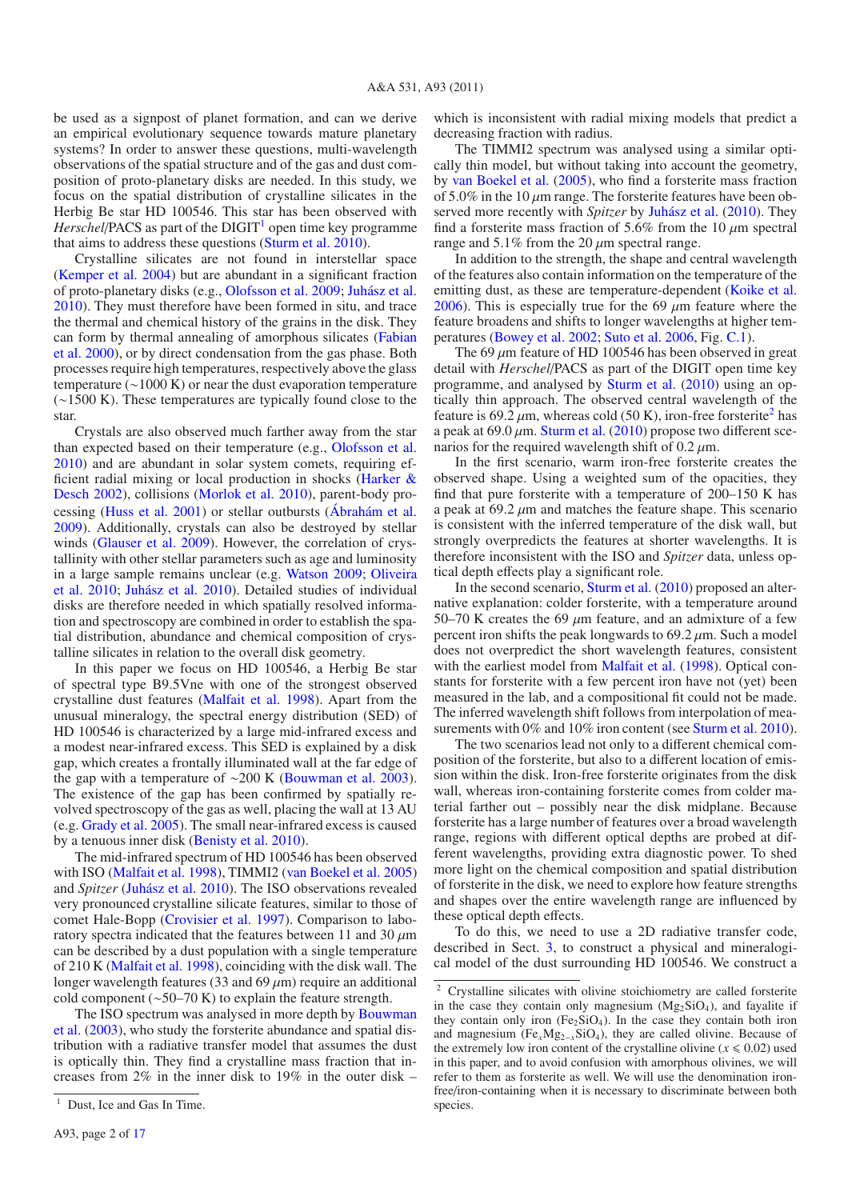be used as a signpost of planet formation, and can we derive an empirical evolutionary sequence towards mature planetary systems? In order to answer these questions, multi-wavelength observations of the spatial structure and of the gas and dust composition of proto-planetary disks are needed. In this study, we focus on the spatial distribution of crystalline silicates in the Herbig Be star HD 100546. This star has been observed with *Herschel*/PACS as part of the DIGIT[1] open time key programme that aims to address these questions (Sturm et al. 2010).

Crystalline silicates are not found in interstellar space (Kemper et al. 2004) but are abundant in a significant fraction of proto-planetary disks (e.g., Olofsson et al. 2009; Juhász et al. 2010). They must therefore have been formed in situ, and trace the thermal and chemical history of the grains in the disk. They can form by thermal annealing of amorphous silicates (Fabian et al. 2000), or by direct condensation from the gas phase. Both processes require high temperatures, respectively above the glass temperature (∼1000 K) or near the dust evaporation temperature (∼1500 K). These temperatures are typically found close to the star.

Crystals are also observed much farther away from the star than expected based on their temperature (e.g., Olofsson et al. 2010) and are abundant in solar system comets, requiring efficient radial mixing or local production in shocks (Harker & Desch 2002), collisions (Morlok et al. 2010), parent-body processing (Huss et al. 2001) or stellar outbursts (Ábrahám et al. 2009). Additionally, crystals can also be destroyed by stellar winds (Glauser et al. 2009). However, the correlation of crystallinity with other stellar parameters such as age and luminosity in a large sample remains unclear (e.g. Watson 2009; Oliveira et al. 2010; Juhász et al. 2010). Detailed studies of individual disks are therefore needed in which spatially resolved information and spectroscopy are combined in order to establish the spatial distribution, abundance and chemical composition of crystalline silicates in relation to the overall disk geometry.

In this paper we focus on HD 100546, a Herbig Be star of spectral type B9.5Vne with one of the strongest observed crystalline dust features (Malfait et al. 1998). Apart from the unusual mineralogy, the spectral energy distribution (SED) of HD 100546 is characterized by a large mid-infrared excess and a modest near-infrared excess. This SED is explained by a disk gap, which creates a frontally illuminated wall at the far edge of the gap with a temperature of ∼200 K (Bouwman et al. 2003). The existence of the gap has been confirmed by spatially resolved spectroscopy of the gas as well, placing the wall at 13 AU (e.g. Grady et al. 2005). The small near-infrared excess is caused by a tenuous inner disk (Benisty et al. 2010).

The mid-infrared spectrum of HD 100546 has been observed with ISO (Malfait et al. 1998), TIMMI2 (van Boekel et al. 2005) and *Spitzer* (Juhász et al. 2010). The ISO observations revealed very pronounced crystalline silicate features, similar to those of comet Hale-Bopp (Crovisier et al. 1997). Comparison to laboratory spectra indicated that the features between 11 and 30 $\mu$m can be described by a dust population with a single temperature of 210 K (Malfait et al. 1998), coinciding with the disk wall. The longer wavelength features (33 and 69 $\mu$m) require an additional cold component (∼50–70 K) to explain the feature strength.

The ISO spectrum was analysed in more depth by Bouwman et al. (2003), who study the forsterite abundance and spatial distribution with a radiative transfer model that assumes the dust is optically thin. They find a crystalline mass fraction that increases from 2% in the inner disk to 19% in the outer disk – which is inconsistent with radial mixing models that predict a decreasing fraction with radius.

The TIMMI2 spectrum was analysed using a similar optically thin model, but without taking into account the geometry, by van Boekel et al. (2005), who find a forsterite mass fraction of 5.0% in the 10 $\mu$m range. The forsterite features have been observed more recently with *Spitzer* by Juhász et al. (2010). They find a forsterite mass fraction of 5.6% from the 10 $\mu$m spectral range and 5.1% from the 20 $\mu$m spectral range.

In addition to the strength, the shape and central wavelength of the features also contain information on the temperature of the emitting dust, as these are temperature-dependent (Koike et al. 2006). This is especially true for the 69 $\mu$m feature where the feature broadens and shifts to longer wavelengths at higher temperatures (Bowey et al. 2002; Suto et al. 2006, Fig. C.1).

The 69 $\mu$m feature of HD 100546 has been observed in great detail with *Herschel*/PACS as part of the DIGIT open time key programme, and analysed by Sturm et al. (2010) using an optically thin approach. The observed central wavelength of the feature is 69.2 $\mu$m, whereas cold (50 K), iron-free forsterite[2] has a peak at 69.0 $\mu$m. Sturm et al. (2010) propose two different scenarios for the required wavelength shift of 0.2 $\mu$m.

In the first scenario, warm iron-free forsterite creates the observed shape. Using a weighted sum of the opacities, they find that pure forsterite with a temperature of 200–150 K has a peak at 69.2 $\mu$m and matches the feature shape. This scenario is consistent with the inferred temperature of the disk wall, but strongly overpredicts the features at shorter wavelengths. It is therefore inconsistent with the ISO and *Spitzer* data, unless optical depth effects play a significant role.

In the second scenario, Sturm et al. (2010) proposed an alternative explanation: colder forsterite, with a temperature around 50–70 K creates the 69 $\mu$m feature, and an admixture of a few percent iron shifts the peak longwards to 69.2 $\mu$m. Such a model does not overpredict the short wavelength features, consistent with the earliest model from Malfait et al. (1998). Optical constants for forsterite with a few percent iron have not (yet) been measured in the lab, and a compositional fit could not be made. The inferred wavelength shift follows from interpolation of measurements with 0% and 10% iron content (see Sturm et al. 2010).

The two scenarios lead not only to a different chemical composition of the forsterite, but also to a different location of emission within the disk. Iron-free forsterite originates from the disk wall, whereas iron-containing forsterite comes from colder material farther out – possibly near the disk midplane. Because forsterite has a large number of features over a broad wavelength range, regions with different optical depths are probed at different wavelengths, providing extra diagnostic power. To shed more light on the chemical composition and spatial distribution of forsterite in the disk, we need to explore how feature strengths and shapes over the entire wavelength range are influenced by these optical depth effects.

To do this, we need to use a 2D radiative transfer code, described in Sect. 3, to construct a physical and mineralogical model of the dust surrounding HD 100546. We construct a

---

[1] Dust, Ice and Gas In Time.

[2] Crystalline silicates with olivine stoichiometry are called forsterite in the case they contain only magnesium ($Mg_2SiO_4$), and fayalite if they contain only iron ($Fe_2SiO_4$). In the case they contain both iron and magnesium ($Fe_xMg_{2-x}SiO_4$), they are called olivine. Because of the extremely low iron content of the crystalline olivine ($x \leqslant 0.02$) used in this paper, and to avoid confusion with amorphous olivines, we will refer to them as forsterite as well. We will use the denomination iron-free/iron-containing when it is necessary to discriminate between both species.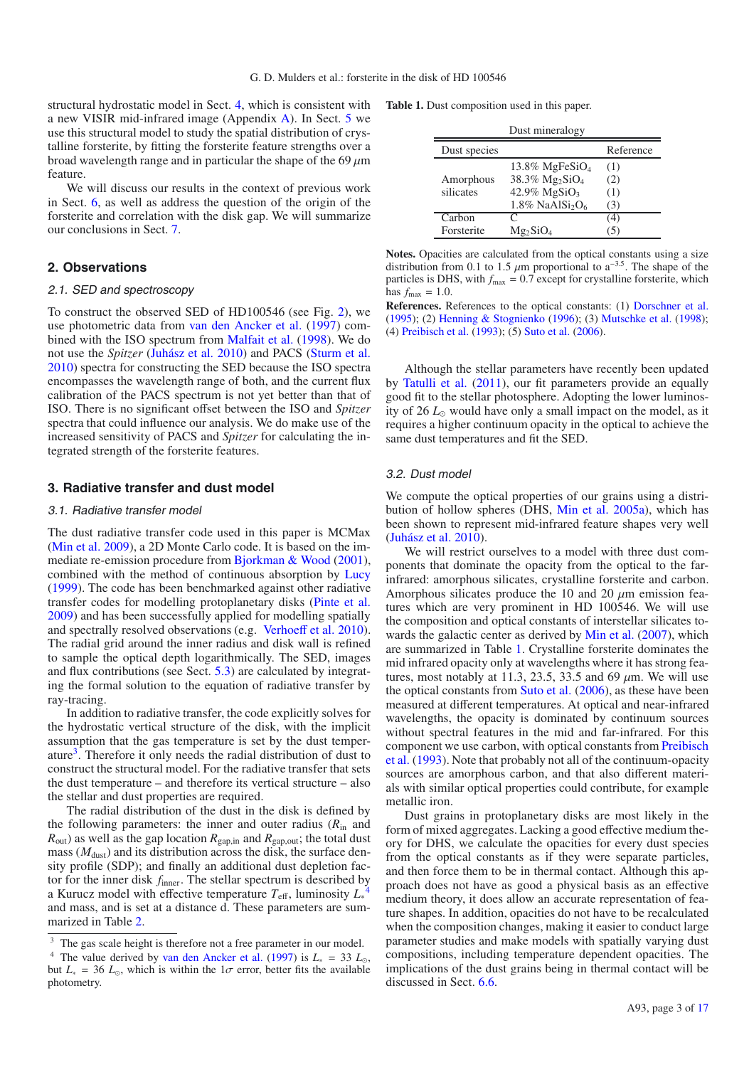structural hydrostatic model in Sect. 4, which is consistent with a new VISIR mid-infrared image (Appendix A). In Sect. 5 we use this structural model to study the spatial distribution of crystalline forsterite, by fitting the forsterite feature strengths over a broad wavelength range and in particular the shape of the 69 $\mu$m feature.

We will discuss our results in the context of previous work in Sect. 6, as well as address the question of the origin of the forsterite and correlation with the disk gap. We will summarize our conclusions in Sect. 7.

## 2. Observations

### 2.1. SED and spectroscopy

To construct the observed SED of HD100546 (see Fig. 2), we use photometric data from van den Ancker et al. (1997) combined with the ISO spectrum from Malfait et al. (1998). We do not use the *Spitzer* (Juhász et al. 2010) and PACS (Sturm et al. 2010) spectra for constructing the SED because the ISO spectra encompasses the wavelength range of both, and the current flux calibration of the PACS spectrum is not yet better than that of ISO. There is no significant offset between the ISO and *Spitzer* spectra that could influence our analysis. We do make use of the increased sensitivity of PACS and *Spitzer* for calculating the integrated strength of the forsterite features.

## 3. Radiative transfer and dust model

### 3.1. Radiative transfer model

The dust radiative transfer code used in this paper is MCMax (Min et al. 2009), a 2D Monte Carlo code. It is based on the immediate re-emission procedure from Bjorkman & Wood (2001), combined with the method of continuous absorption by Lucy (1999). The code has been benchmarked against other radiative transfer codes for modelling protoplanetary disks (Pinte et al. 2009) and has been successfully applied for modelling spatially and spectrally resolved observations (e.g. Verhoeff et al. 2010). The radial grid around the inner radius and disk wall is refined to sample the optical depth logarithmically. The SED, images and flux contributions (see Sect. 5.3) are calculated by integrating the formal solution to the equation of radiative transfer by ray-tracing.

In addition to radiative transfer, the code explicitly solves for the hydrostatic vertical structure of the disk, with the implicit assumption that the gas temperature is set by the dust temperature[3]. Therefore it only needs the radial distribution of dust to construct the structural model. For the radiative transfer that sets the dust temperature – and therefore its vertical structure – also the stellar and dust properties are required.

The radial distribution of the dust in the disk is defined by the following parameters: the inner and outer radius ($R_{\rm in}$ and $R_{\rm out}$) as well as the gap location $R_{\rm gap,in}$ and $R_{\rm gap,out}$; the total dust mass ($M_{\rm dust}$) and its distribution across the disk, the surface density profile (SDP); and finally an additional dust depletion factor for the inner disk $f_{\rm inner}$. The stellar spectrum is described by a Kurucz model with effective temperature $T_{\rm eff}$, luminosity $L_*$[4] and mass, and is set at a distance d. These parameters are summarized in Table 2.

[3] The gas scale height is therefore not a free parameter in our model.

[4] The value derived by van den Ancker et al. (1997) is $L_* = 33\ L_\odot$, but $L_* = 36\ L_\odot$, which is within the 1$\sigma$ error, better fits the available photometry.

**Table 1.** Dust composition used in this paper.

| Dust species | | Reference |
|---|---|---|
| Dust mineralogy | | |
| Amorphous silicates | 13.8% $MgFeSiO_4$ | (1) |
| | 38.3% $Mg_2SiO_4$ | (2) |
| | 42.9% $MgSiO_3$ | (1) |
| | 1.8% $NaAlSi_2O_6$ | (3) |
| Carbon | C | (4) |
| Forsterite | $Mg_2SiO_4$ | (5) |

**Notes.** Opacities are calculated from the optical constants using a size distribution from 0.1 to 1.5 $\mu$m proportional to $a^{-3.5}$. The shape of the particles is DHS, with $f_{\rm max} = 0.7$ except for crystalline forsterite, which has $f_{\rm max} = 1.0$.

**References.** References to the optical constants: (1) Dorschner et al. (1995); (2) Henning & Stognienko (1996); (3) Mutschke et al. (1998); (4) Preibisch et al. (1993); (5) Suto et al. (2006).

Although the stellar parameters have recently been updated by Tatulli et al. (2011), our fit parameters provide an equally good fit to the stellar photosphere. Adopting the lower luminosity of 26 $L_\odot$ would have only a small impact on the model, as it requires a higher continuum opacity in the optical to achieve the same dust temperatures and fit the SED.

### 3.2. Dust model

We compute the optical properties of our grains using a distribution of hollow spheres (DHS, Min et al. 2005a), which has been shown to represent mid-infrared feature shapes very well (Juhász et al. 2010).

We will restrict ourselves to a model with three dust components that dominate the opacity from the optical to the far-infrared: amorphous silicates, crystalline forsterite and carbon. Amorphous silicates produce the 10 and 20 $\mu$m emission features which are very prominent in HD 100546. We will use the composition and optical constants of interstellar silicates towards the galactic center as derived by Min et al. (2007), which are summarized in Table 1. Crystalline forsterite dominates the mid infrared opacity only at wavelengths where it has strong features, most notably at 11.3, 23.5, 33.5 and 69 $\mu$m. We will use the optical constants from Suto et al. (2006), as these have been measured at different temperatures. At optical and near-infrared wavelengths, the opacity is dominated by continuum sources without spectral features in the mid and far-infrared. For this component we use carbon, with optical constants from Preibisch et al. (1993). Note that probably not all of the continuum-opacity sources are amorphous carbon, and that also different materials with similar optical properties could contribute, for example metallic iron.

Dust grains in protoplanetary disks are most likely in the form of mixed aggregates. Lacking a good effective medium theory for DHS, we calculate the opacities for every dust species from the optical constants as if they were separate particles, and then force them to be in thermal contact. Although this approach does not have as good a physical basis as an effective medium theory, it does allow an accurate representation of feature shapes. In addition, opacities do not have to be recalculated when the composition changes, making it easier to conduct large parameter studies and make models with spatially varying dust compositions, including temperature dependent opacities. The implications of the dust grains being in thermal contact will be discussed in Sect. 6.6.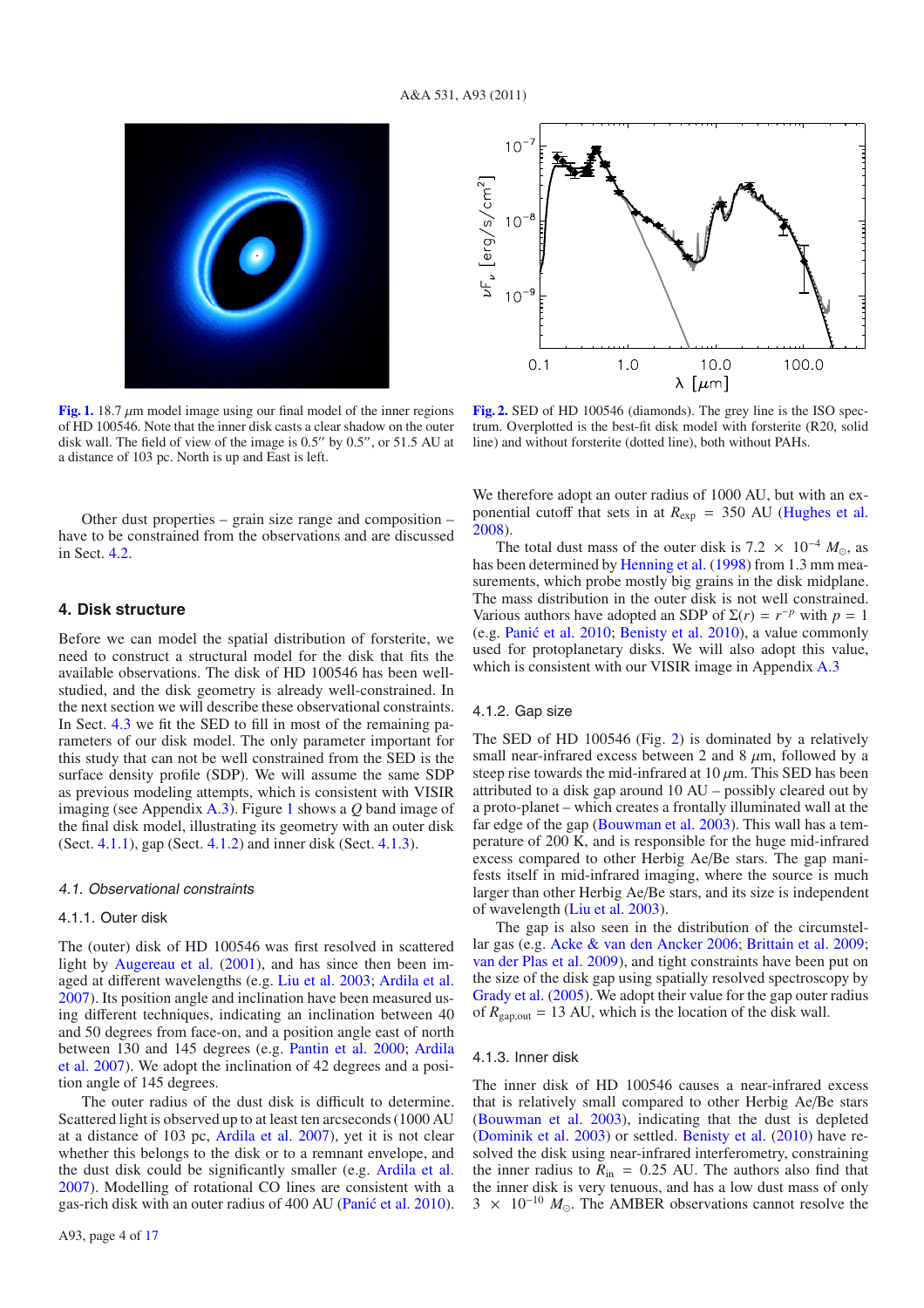**Fig. 1.** 18.7 $\mu$m model image using our final model of the inner regions of HD 100546. Note that the inner disk casts a clear shadow on the outer disk wall. The field of view of the image is 0.5″ by 0.5″, or 51.5 AU at a distance of 103 pc. North is up and East is left.

**Fig. 2.** SED of HD 100546 (diamonds). The grey line is the ISO spectrum. Overplotted is the best-fit disk model with forsterite (R20, solid line) and without forsterite (dotted line), both without PAHs.

Other dust properties – grain size range and composition – have to be constrained from the observations and are discussed in Sect. 4.2.

## 4. Disk structure

Before we can model the spatial distribution of forsterite, we need to construct a structural model for the disk that fits the available observations. The disk of HD 100546 has been well-studied, and the disk geometry is already well-constrained. In the next section we will describe these observational constraints. In Sect. 4.3 we fit the SED to fill in most of the remaining parameters of our disk model. The only parameter important for this study that can not be well constrained from the SED is the surface density profile (SDP). We will assume the same SDP as previous modeling attempts, which is consistent with VISIR imaging (see Appendix A.3). Figure 1 shows a $Q$ band image of the final disk model, illustrating its geometry with an outer disk (Sect. 4.1.1), gap (Sect. 4.1.2) and inner disk (Sect. 4.1.3).

### *4.1. Observational constraints*

#### 4.1.1. Outer disk

The (outer) disk of HD 100546 was first resolved in scattered light by Augereau et al. (2001), and has since then been imaged at different wavelengths (e.g. Liu et al. 2003; Ardila et al. 2007). Its position angle and inclination have been measured using different techniques, indicating an inclination between 40 and 50 degrees from face-on, and a position angle east of north between 130 and 145 degrees (e.g. Pantin et al. 2000; Ardila et al. 2007). We adopt the inclination of 42 degrees and a position angle of 145 degrees.

The outer radius of the dust disk is difficult to determine. Scattered light is observed up to at least ten arcseconds (1000 AU at a distance of 103 pc, Ardila et al. 2007), yet it is not clear whether this belongs to the disk or to a remnant envelope, and the dust disk could be significantly smaller (e.g. Ardila et al. 2007). Modelling of rotational CO lines are consistent with a gas-rich disk with an outer radius of 400 AU (Panić et al. 2010). We therefore adopt an outer radius of 1000 AU, but with an exponential cutoff that sets in at $R_{\rm exp}$ = 350 AU (Hughes et al. 2008).

The total dust mass of the outer disk is $7.2 \times 10^{-4}\ M_{\odot}$, as has been determined by Henning et al. (1998) from 1.3 mm measurements, which probe mostly big grains in the disk midplane. The mass distribution in the outer disk is not well constrained. Various authors have adopted an SDP of $\Sigma(r) = r^{-p}$ with $p = 1$ (e.g. Panić et al. 2010; Benisty et al. 2010), a value commonly used for protoplanetary disks. We will also adopt this value, which is consistent with our VISIR image in Appendix A.3

#### 4.1.2. Gap size

The SED of HD 100546 (Fig. 2) is dominated by a relatively small near-infrared excess between 2 and 8 $\mu$m, followed by a steep rise towards the mid-infrared at 10 $\mu$m. This SED has been attributed to a disk gap around 10 AU – possibly cleared out by a proto-planet – which creates a frontally illuminated wall at the far edge of the gap (Bouwman et al. 2003). This wall has a temperature of 200 K, and is responsible for the huge mid-infrared excess compared to other Herbig Ae/Be stars. The gap manifests itself in mid-infrared imaging, where the source is much larger than other Herbig Ae/Be stars, and its size is independent of wavelength (Liu et al. 2003).

The gap is also seen in the distribution of the circumstellar gas (e.g. Acke & van den Ancker 2006; Brittain et al. 2009; van der Plas et al. 2009), and tight constraints have been put on the size of the disk gap using spatially resolved spectroscopy by Grady et al. (2005). We adopt their value for the gap outer radius of $R_{\rm gap,out}$ = 13 AU, which is the location of the disk wall.

#### 4.1.3. Inner disk

The inner disk of HD 100546 causes a near-infrared excess that is relatively small compared to other Herbig Ae/Be stars (Bouwman et al. 2003), indicating that the dust is depleted (Dominik et al. 2003) or settled. Benisty et al. (2010) have resolved the disk using near-infrared interferometry, constraining the inner radius to $R_{\rm in}$ = 0.25 AU. The authors also find that the inner disk is very tenuous, and has a low dust mass of only $3 \times 10^{-10}\ M_{\odot}$. The AMBER observations cannot resolve the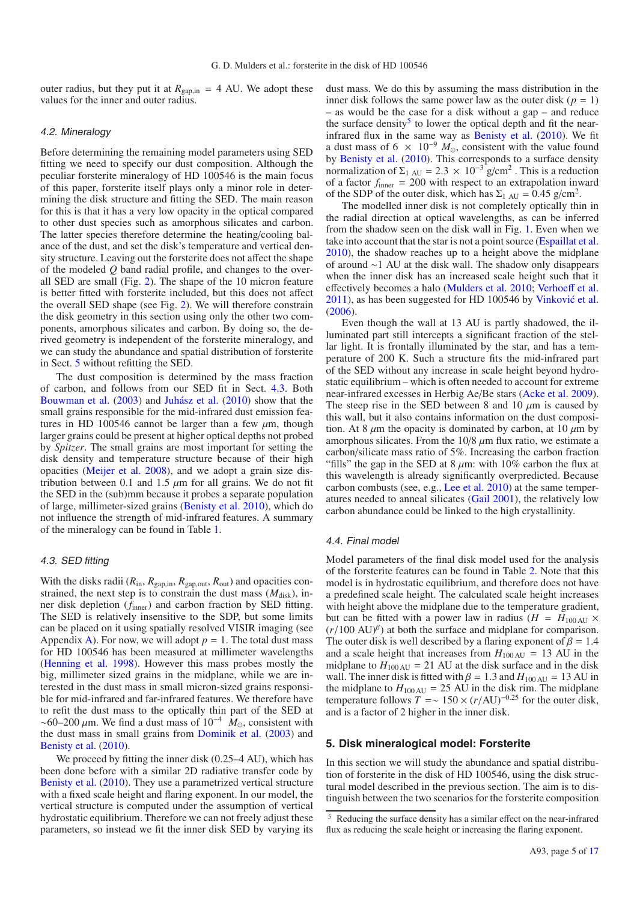outer radius, but they put it at $R_{\rm gap,in} = 4$ AU. We adopt these values for the inner and outer radius.

### 4.2. Mineralogy

Before determining the remaining model parameters using SED fitting we need to specify our dust composition. Although the peculiar forsterite mineralogy of HD 100546 is the main focus of this paper, forsterite itself plays only a minor role in determining the disk structure and fitting the SED. The main reason for this is that it has a very low opacity in the optical compared to other dust species such as amorphous silicates and carbon. The latter species therefore determine the heating/cooling balance of the dust, and set the disk's temperature and vertical density structure. Leaving out the forsterite does not affect the shape of the modeled $Q$ band radial profile, and changes to the overall SED are small (Fig. 2). The shape of the 10 micron feature is better fitted with forsterite included, but this does not affect the overall SED shape (see Fig. 2). We will therefore constrain the disk geometry in this section using only the other two components, amorphous silicates and carbon. By doing so, the derived geometry is independent of the forsterite mineralogy, and we can study the abundance and spatial distribution of forsterite in Sect. 5 without refitting the SED.

The dust composition is determined by the mass fraction of carbon, and follows from our SED fit in Sect. 4.3. Both Bouwman et al. (2003) and Juhász et al. (2010) show that the small grains responsible for the mid-infrared dust emission features in HD 100546 cannot be larger than a few $\mu$m, though larger grains could be present at higher optical depths not probed by *Spitzer*. The small grains are most important for setting the disk density and temperature structure because of their high opacities (Meijer et al. 2008), and we adopt a grain size distribution between 0.1 and 1.5 $\mu$m for all grains. We do not fit the SED in the (sub)mm because it probes a separate population of large, millimeter-sized grains (Benisty et al. 2010), which do not influence the strength of mid-infrared features. A summary of the mineralogy can be found in Table 1.

### 4.3. SED fitting

With the disks radii ($R_{\rm in}$, $R_{\rm gap,in}$, $R_{\rm gap,out}$, $R_{\rm out}$) and opacities constrained, the next step is to constrain the dust mass ($M_{\rm disk}$), inner disk depletion ($f_{\rm inner}$) and carbon fraction by SED fitting. The SED is relatively insensitive to the SDP, but some limits can be placed on it using spatially resolved VISIR imaging (see Appendix A). For now, we will adopt $p = 1$. The total dust mass for HD 100546 has been measured at millimeter wavelengths (Henning et al. 1998). However this mass probes mostly the big, millimeter sized grains in the midplane, while we are interested in the dust mass in small micron-sized grains responsible for mid-infrared and far-infrared features. We therefore have to refit the dust mass to the optically thin part of the SED at $\sim$60–200 $\mu$m. We find a dust mass of $10^{-4}$ $M_\odot$, consistent with the dust mass in small grains from Dominik et al. (2003) and Benisty et al. (2010).

We proceed by fitting the inner disk (0.25–4 AU), which has been done before with a similar 2D radiative transfer code by Benisty et al. (2010). They use a parametrized vertical structure with a fixed scale height and flaring exponent. In our model, the vertical structure is computed under the assumption of vertical hydrostatic equilibrium. Therefore we can not freely adjust these parameters, so instead we fit the inner disk SED by varying its dust mass. We do this by assuming the mass distribution in the inner disk follows the same power law as the outer disk ($p = 1$) – as would be the case for a disk without a gap – and reduce the surface density[5] to lower the optical depth and fit the near-infrared flux in the same way as Benisty et al. (2010). We fit a dust mass of $6 \times 10^{-9}$ $M_\odot$, consistent with the value found by Benisty et al. (2010). This corresponds to a surface density normalization of $\Sigma_{1\,\rm AU} = 2.3 \times 10^{-3}$ g/cm$^2$ . This is a reduction of a factor $f_{\rm inner} = 200$ with respect to an extrapolation inward of the SDP of the outer disk, which has $\Sigma_{1\,\rm AU} = 0.45$ g/cm$^2$.

The modelled inner disk is not completely optically thin in the radial direction at optical wavelengths, as can be inferred from the shadow seen on the disk wall in Fig. 1. Even when we take into account that the star is not a point source (Espaillat et al. 2010), the shadow reaches up to a height above the midplane of around $\sim$1 AU at the disk wall. The shadow only disappears when the inner disk has an increased scale height such that it effectively becomes a halo (Mulders et al. 2010; Verhoeff et al. 2011), as has been suggested for HD 100546 by Vinković et al. (2006).

Even though the wall at 13 AU is partly shadowed, the illuminated part still intercepts a significant fraction of the stellar light. It is frontally illuminated by the star, and has a temperature of 200 K. Such a structure fits the mid-infrared part of the SED without any increase in scale height beyond hydrostatic equilibrium – which is often needed to account for extreme near-infrared excesses in Herbig Ae/Be stars (Acke et al. 2009). The steep rise in the SED between 8 and 10 $\mu$m is caused by this wall, but it also contains information on the dust composition. At 8 $\mu$m the opacity is dominated by carbon, at 10 $\mu$m by amorphous silicates. From the 10/8 $\mu$m flux ratio, we estimate a carbon/silicate mass ratio of 5%. Increasing the carbon fraction "fills" the gap in the SED at 8 $\mu$m: with 10% carbon the flux at this wavelength is already significantly overpredicted. Because carbon combusts (see, e.g., Lee et al. 2010) at the same temperatures needed to anneal silicates (Gail 2001), the relatively low carbon abundance could be linked to the high crystallinity.

### 4.4. Final model

Model parameters of the final disk model used for the analysis of the forsterite features can be found in Table 2. Note that this model is in hydrostatic equilibrium, and therefore does not have a predefined scale height. The calculated scale height increases with height above the midplane due to the temperature gradient, but can be fitted with a power law in radius ($H = H_{100\,\rm AU} \times (r/100\ {\rm AU})^\beta$) at both the surface and midplane for comparison. The outer disk is well described by a flaring exponent of $\beta = 1.4$ and a scale height that increases from $H_{100\,\rm AU} = 13$ AU in the midplane to $H_{100\,\rm AU} = 21$ AU at the disk surface and in the disk wall. The inner disk is fitted with $\beta = 1.3$ and $H_{100\,\rm AU} = 13$ AU in the midplane to $H_{100\,\rm AU} = 25$ AU in the disk rim. The midplane temperature follows $T = \sim 150 \times (r/{\rm AU})^{-0.25}$ for the outer disk, and is a factor of 2 higher in the inner disk.

## 5. Disk mineralogical model: Forsterite

In this section we will study the abundance and spatial distribution of forsterite in the disk of HD 100546, using the disk structural model described in the previous section. The aim is to distinguish between the two scenarios for the forsterite composition

[5] Reducing the surface density has a similar effect on the near-infrared flux as reducing the scale height or increasing the flaring exponent.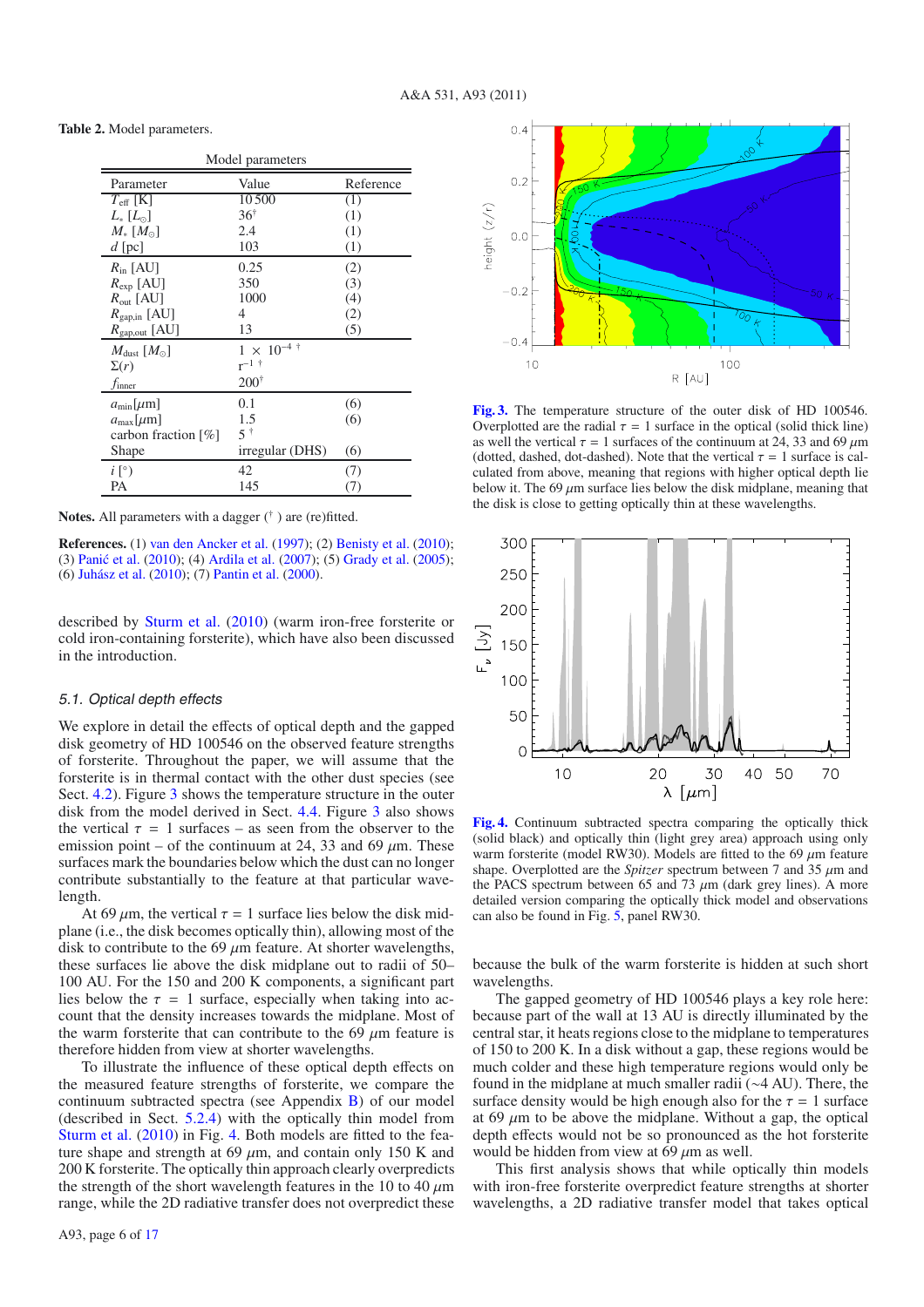**Table 2.** Model parameters.

| Model parameters | | |
|---|---|---|
| Parameter | Value | Reference |
| $T_{\rm eff}$ [K] | 10 500 | (1) |
| $L_*$ [$L_\odot$] | 36$^\dagger$ | (1) |
| $M_*$ [$M_\odot$] | 2.4 | (1) |
| $d$ [pc] | 103 | (1) |
| $R_{\rm in}$ [AU] | 0.25 | (2) |
| $R_{\rm exp}$ [AU] | 350 | (3) |
| $R_{\rm out}$ [AU] | 1000 | (4) |
| $R_{\rm gap,in}$ [AU] | 4 | (2) |
| $R_{\rm gap,out}$ [AU] | 13 | (5) |
| $M_{\rm dust}$ [$M_\odot$] | $1 \times 10^{-4}$ $^\dagger$ | |
| $\Sigma(r)$ | $r^{-1}$ $^\dagger$ | |
| $f_{\rm inner}$ | 200$^\dagger$ | |
| $a_{\rm min}$[$\mu$m] | 0.1 | (6) |
| $a_{\rm max}$[$\mu$m] | 1.5 | (6) |
| carbon fraction [%] | 5 $^\dagger$ | |
| Shape | irregular (DHS) | (6) |
| $i$ [°] | 42 | (7) |
| PA | 145 | (7) |

**Notes.** All parameters with a dagger ($^\dagger$) are (re)fitted.

**References.** (1) van den Ancker et al. (1997); (2) Benisty et al. (2010); (3) Panić et al. (2010); (4) Ardila et al. (2007); (5) Grady et al. (2005); (6) Juhász et al. (2010); (7) Pantin et al. (2000).

described by Sturm et al. (2010) (warm iron-free forsterite or cold iron-containing forsterite), which have also been discussed in the introduction.

### 5.1. Optical depth effects

We explore in detail the effects of optical depth and the gapped disk geometry of HD 100546 on the observed feature strengths of forsterite. Throughout the paper, we will assume that the forsterite is in thermal contact with the other dust species (see Sect. 4.2). Figure 3 shows the temperature structure in the outer disk from the model derived in Sect. 4.4. Figure 3 also shows the vertical $\tau = 1$ surfaces – as seen from the observer to the emission point – of the continuum at 24, 33 and 69 $\mu$m. These surfaces mark the boundaries below which the dust can no longer contribute substantially to the feature at that particular wavelength.

At 69 $\mu$m, the vertical $\tau = 1$ surface lies below the disk midplane (i.e., the disk becomes optically thin), allowing most of the disk to contribute to the 69 $\mu$m feature. At shorter wavelengths, these surfaces lie above the disk midplane out to radii of 50–100 AU. For the 150 and 200 K components, a significant part lies below the $\tau = 1$ surface, especially when taking into account that the density increases towards the midplane. Most of the warm forsterite that can contribute to the 69 $\mu$m feature is therefore hidden from view at shorter wavelengths.

To illustrate the influence of these optical depth effects on the measured feature strengths of forsterite, we compare the continuum subtracted spectra (see Appendix B) of our model (described in Sect. 5.2.4) with the optically thin model from Sturm et al. (2010) in Fig. 4. Both models are fitted to the feature shape and strength at 69 $\mu$m, and contain only 150 K and 200 K forsterite. The optically thin approach clearly overpredicts the strength of the short wavelength features in the 10 to 40 $\mu$m range, while the 2D radiative transfer does not overpredict these because the bulk of the warm forsterite is hidden at such short wavelengths.

**Fig. 3.** The temperature structure of the outer disk of HD 100546. Overplotted are the radial $\tau = 1$ surface in the optical (solid thick line) as well as the vertical $\tau = 1$ surfaces of the continuum at 24, 33 and 69 $\mu$m (dotted, dashed, dot-dashed). Note that the vertical $\tau = 1$ surface is calculated from above, meaning that regions with higher optical depth lie below it. The 69 $\mu$m surface lies below the disk midplane, meaning that the disk is close to getting optically thin at these wavelengths.

**Fig. 4.** Continuum subtracted spectra comparing the optically thick (solid black) and optically thin (light grey area) approach using only warm forsterite (model RW30). Models are fitted to the 69 $\mu$m feature shape. Overplotted are the *Spitzer* spectrum between 7 and 35 $\mu$m and the PACS spectrum between 65 and 73 $\mu$m (dark grey lines). A more detailed version comparing the optically thick model and observations can also be found in Fig. 5, panel RW30.

The gapped geometry of HD 100546 plays a key role here: because part of the wall at 13 AU is directly illuminated by the central star, it heats regions close to the midplane to temperatures of 150 to 200 K. In a disk without a gap, these regions would be much colder and these high temperature regions would only be found in the midplane at much smaller radii (~4 AU). There, the surface density would be high enough also for the $\tau = 1$ surface at 69 $\mu$m to be above the midplane. Without a gap, the optical depth effects would not be so pronounced as the hot forsterite would be hidden from view at 69 $\mu$m as well.

This first analysis shows that while optically thin models with iron-free forsterite overpredict feature strengths at shorter wavelengths, a 2D radiative transfer model that takes optical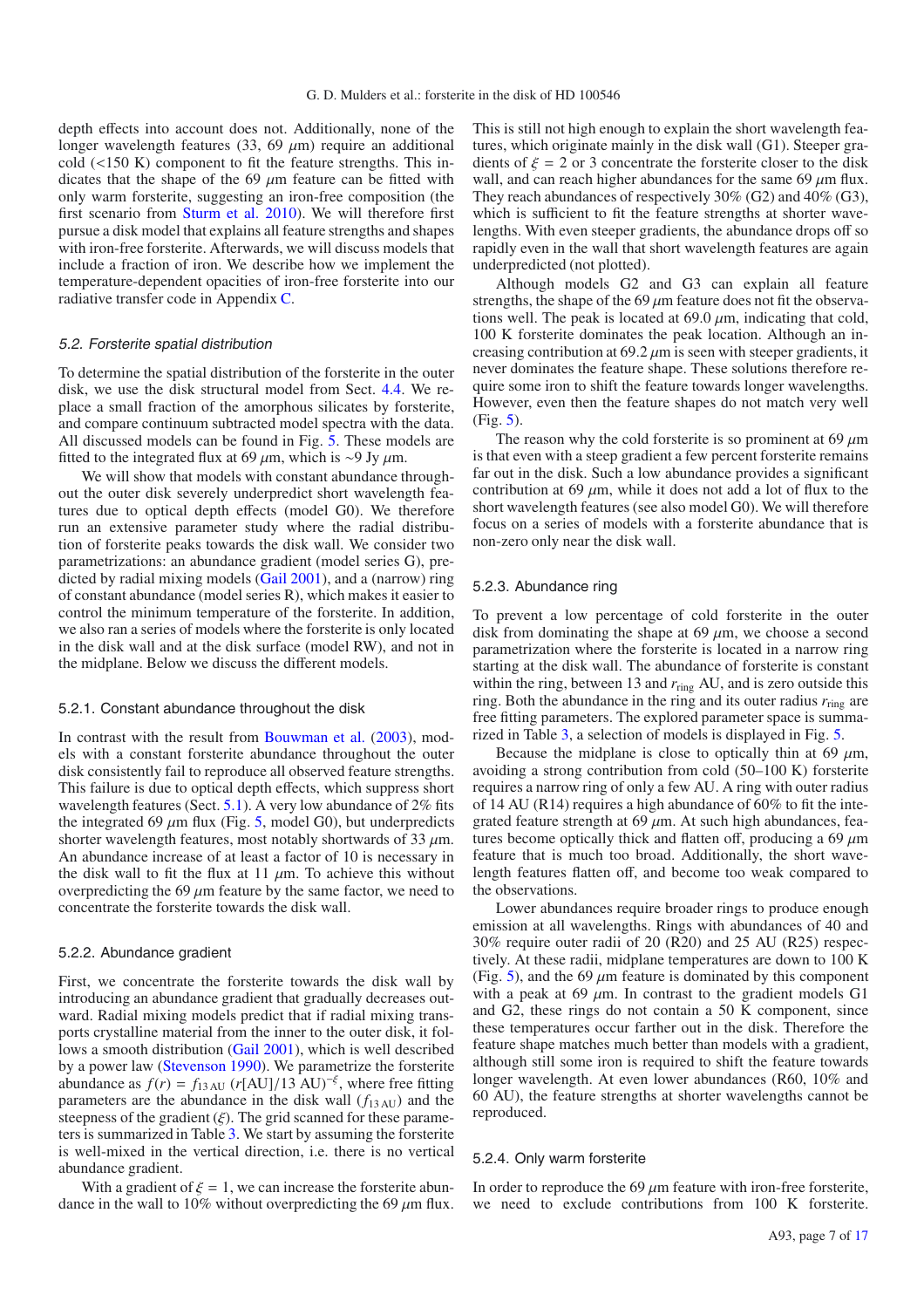depth effects into account does not. Additionally, none of the longer wavelength features (33, 69 $\mu$m) require an additional cold (<150 K) component to fit the feature strengths. This indicates that the shape of the 69 $\mu$m feature can be fitted with only warm forsterite, suggesting an iron-free composition (the first scenario from Sturm et al. 2010). We will therefore first pursue a disk model that explains all feature strengths and shapes with iron-free forsterite. Afterwards, we will discuss models that include a fraction of iron. We describe how we implement the temperature-dependent opacities of iron-free forsterite into our radiative transfer code in Appendix C.

### 5.2. Forsterite spatial distribution

To determine the spatial distribution of the forsterite in the outer disk, we use the disk structural model from Sect. 4.4. We replace a small fraction of the amorphous silicates by forsterite, and compare continuum subtracted model spectra with the data. All discussed models can be found in Fig. 5. These models are fitted to the integrated flux at 69 $\mu$m, which is ∼9 Jy $\mu$m.

We will show that models with constant abundance throughout the outer disk severely underpredict short wavelength features due to optical depth effects (model G0). We therefore run an extensive parameter study where the radial distribution of forsterite peaks towards the disk wall. We consider two parametrizations: an abundance gradient (model series G), predicted by radial mixing models (Gail 2001), and a (narrow) ring of constant abundance (model series R), which makes it easier to control the minimum temperature of the forsterite. In addition, we also ran a series of models where the forsterite is only located in the disk wall and at the disk surface (model RW), and not in the midplane. Below we discuss the different models.

#### 5.2.1. Constant abundance throughout the disk

In contrast with the result from Bouwman et al. (2003), models with a constant forsterite abundance throughout the outer disk consistently fail to reproduce all observed feature strengths. This failure is due to optical depth effects, which suppress short wavelength features (Sect. 5.1). A very low abundance of 2% fits the integrated 69 $\mu$m flux (Fig. 5, model G0), but underpredicts shorter wavelength features, most notably shortwards of 33 $\mu$m. An abundance increase of at least a factor of 10 is necessary in the disk wall to fit the flux at 11 $\mu$m. To achieve this without overpredicting the 69 $\mu$m feature by the same factor, we need to concentrate the forsterite towards the disk wall.

#### 5.2.2. Abundance gradient

First, we concentrate the forsterite towards the disk wall by introducing an abundance gradient that gradually decreases outward. Radial mixing models predict that if radial mixing transports crystalline material from the inner to the outer disk, it follows a smooth distribution (Gail 2001), which is well described by a power law (Stevenson 1990). We parametrize the forsterite abundance as $f(r) = f_{13\,\mathrm{AU}}\ (r[\mathrm{AU}]/13\ \mathrm{AU})^{-\xi}$, where free fitting parameters are the abundance in the disk wall ($f_{13\,\mathrm{AU}}$) and the steepness of the gradient ($\xi$). The grid scanned for these parameters is summarized in Table 3. We start by assuming the forsterite is well-mixed in the vertical direction, i.e. there is no vertical abundance gradient.

With a gradient of $\xi = 1$, we can increase the forsterite abundance in the wall to 10% without overpredicting the 69 $\mu$m flux. This is still not high enough to explain the short wavelength features, which originate mainly in the disk wall (G1). Steeper gradients of $\xi = 2$ or 3 concentrate the forsterite closer to the disk wall, and can reach higher abundances for the same 69 $\mu$m flux. They reach abundances of respectively 30% (G2) and 40% (G3), which is sufficient to fit the feature strengths at shorter wavelengths. With even steeper gradients, the abundance drops off so rapidly even in the wall that short wavelength features are again underpredicted (not plotted).

Although models G2 and G3 can explain all feature strengths, the shape of the 69 $\mu$m feature does not fit the observations well. The peak is located at 69.0 $\mu$m, indicating that cold, 100 K forsterite dominates the peak location. Although an increasing contribution at 69.2 $\mu$m is seen with steeper gradients, it never dominates the feature shape. These solutions therefore require some iron to shift the feature towards longer wavelengths. However, even then the feature shapes do not match very well (Fig. 5).

The reason why the cold forsterite is so prominent at 69 $\mu$m is that even with a steep gradient a few percent forsterite remains far out in the disk. Such a low abundance provides a significant contribution at 69 $\mu$m, while it does not add a lot of flux to the short wavelength features (see also model G0). We will therefore focus on a series of models with a forsterite abundance that is non-zero only near the disk wall.

#### 5.2.3. Abundance ring

To prevent a low percentage of cold forsterite in the outer disk from dominating the shape at 69 $\mu$m, we choose a second parametrization where the forsterite is located in a narrow ring starting at the disk wall. The abundance of forsterite is constant within the ring, between 13 and $r_{\mathrm{ring}}$ AU, and is zero outside this ring. Both the abundance in the ring and its outer radius $r_{\mathrm{ring}}$ are free fitting parameters. The explored parameter space is summarized in Table 3, a selection of models is displayed in Fig. 5.

Because the midplane is close to optically thin at 69 $\mu$m, avoiding a strong contribution from cold (50–100 K) forsterite requires a narrow ring of only a few AU. A ring with outer radius of 14 AU (R14) requires a high abundance of 60% to fit the integrated feature strength at 69 $\mu$m. At such high abundances, features become optically thick and flatten off, producing a 69 $\mu$m feature that is much too broad. Additionally, the short wavelength features flatten off, and become too weak compared to the observations.

Lower abundances require broader rings to produce enough emission at all wavelengths. Rings with abundances of 40 and 30% require outer radii of 20 (R20) and 25 AU (R25) respectively. At these radii, midplane temperatures are down to 100 K (Fig. 5), and the 69 $\mu$m feature is dominated by this component with a peak at 69 $\mu$m. In contrast to the gradient models G1 and G2, these rings do not contain a 50 K component, since these temperatures occur farther out in the disk. Therefore the feature shape matches much better than models with a gradient, although still some iron is required to shift the feature towards longer wavelength. At even lower abundances (R60, 10% and 60 AU), the feature strengths at shorter wavelengths cannot be reproduced.

#### 5.2.4. Only warm forsterite

In order to reproduce the 69 $\mu$m feature with iron-free forsterite, we need to exclude contributions from 100 K forsterite.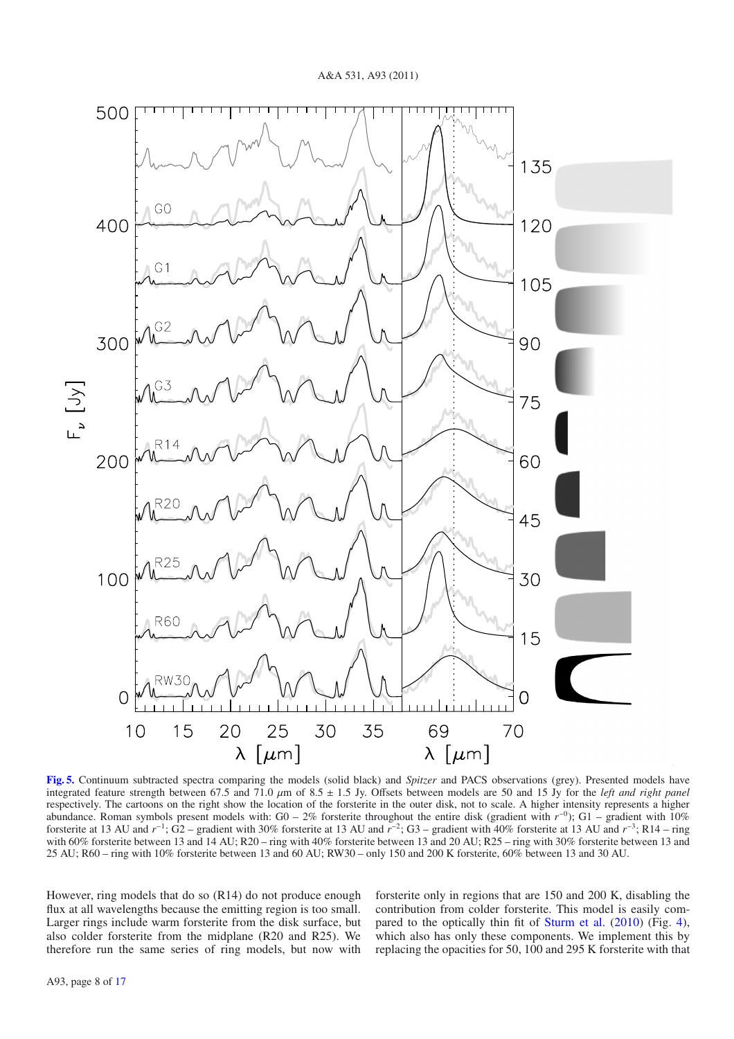**Fig. 5.** Continuum subtracted spectra comparing the models (solid black) and *Spitzer* and PACS observations (grey). Presented models have integrated feature strength between 67.5 and 71.0 $\mu$m of 8.5 ± 1.5 Jy. Offsets between models are 50 and 15 Jy for the *left and right panel* respectively. The cartoons on the right show the location of the forsterite in the outer disk, not to scale. A higher intensity represents a higher abundance. Roman symbols present models with: G0 – 2% forsterite throughout the entire disk (gradient with $r^{-0}$); G1 – gradient with 10% forsterite at 13 AU and $r^{-1}$; G2 – gradient with 30% forsterite at 13 AU and $r^{-2}$; G3 – gradient with 40% forsterite at 13 AU and $r^{-3}$; R14 – ring with 60% forsterite between 13 and 14 AU; R20 – ring with 40% forsterite between 13 and 20 AU; R25 – ring with 30% forsterite between 13 and 25 AU; R60 – ring with 10% forsterite between 13 and 60 AU; RW30 – only 150 and 200 K forsterite, 60% between 13 and 30 AU.

However, ring models that do so (R14) do not produce enough flux at all wavelengths because the emitting region is too small. Larger rings include warm forsterite from the disk surface, but also colder forsterite from the midplane (R20 and R25). We therefore run the same series of ring models, but now with forsterite only in regions that are 150 and 200 K, disabling the contribution from colder forsterite. This model is easily compared to the optically thin fit of Sturm et al. (2010) (Fig. 4), which also has only these components. We implement this by replacing the opacities for 50, 100 and 295 K forsterite with that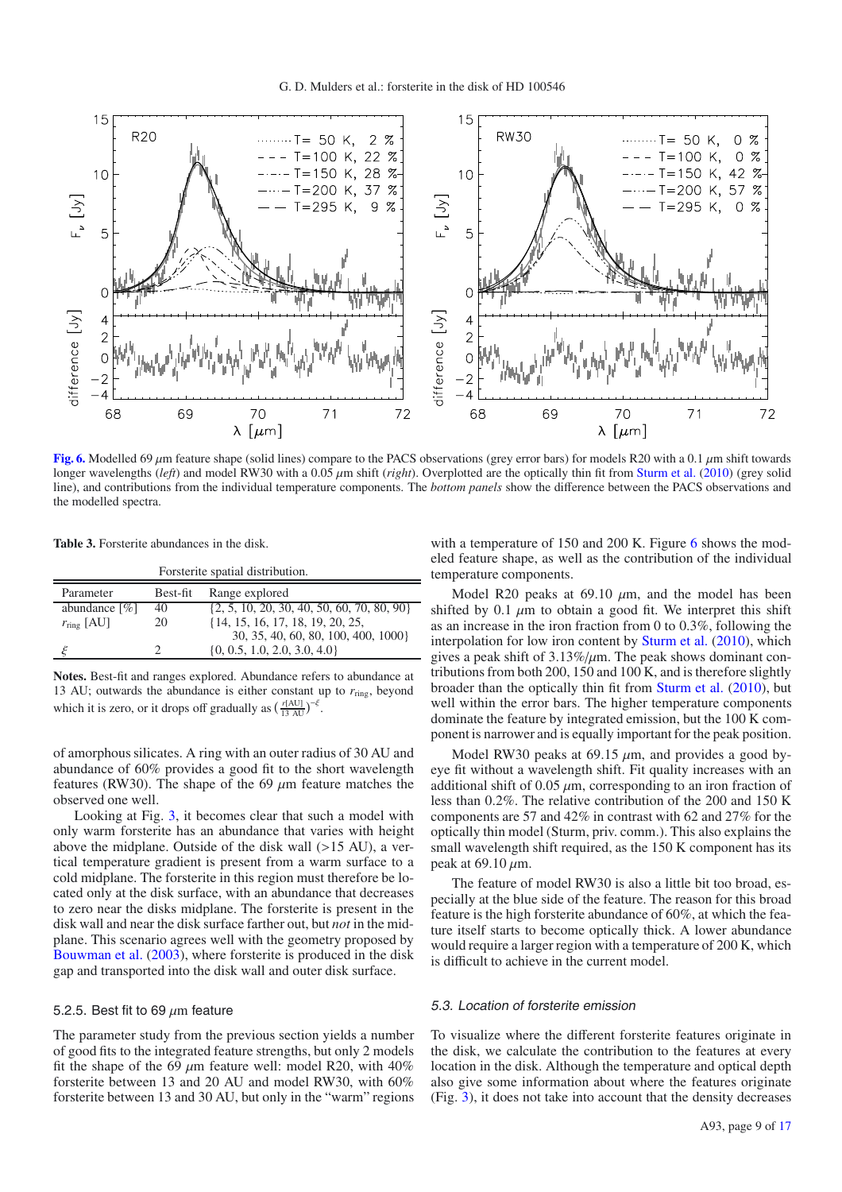**Fig. 6.** Modelled 69 $\mu$m feature shape (solid lines) compare to the PACS observations (grey error bars) for models R20 with a 0.1 $\mu$m shift towards longer wavelengths (*left*) and model RW30 with a 0.05 $\mu$m shift (*right*). Overplotted are the optically thin fit from Sturm et al. (2010) (grey solid line), and contributions from the individual temperature components. The *bottom panels* show the difference between the PACS observations and the modelled spectra.

**Table 3.** Forsterite abundances in the disk.

| Forsterite spatial distribution. | | |
|---|---|---|
| Parameter | Best-fit | Range explored |
| abundance [%] | 40 | {2, 5, 10, 20, 30, 40, 50, 60, 70, 80, 90} |
| $r_{\rm ring}$ [AU] | 20 | {14, 15, 16, 17, 18, 19, 20, 25, 30, 35, 40, 60, 80, 100, 400, 1000} |
| $\xi$ | 2 | {0, 0.5, 1.0, 2.0, 3.0, 4.0} |

**Notes.** Best-fit and ranges explored. Abundance refers to abundance at 13 AU; outwards the abundance is either constant up to $r_{\rm ring}$, beyond which it is zero, or it drops off gradually as $\left(\frac{r[\rm AU]}{13\ \rm AU}\right)^{-\xi}$.

of amorphous silicates. A ring with an outer radius of 30 AU and abundance of 60% provides a good fit to the short wavelength features (RW30). The shape of the 69 $\mu$m feature matches the observed one well.

Looking at Fig. 3, it becomes clear that such a model with only warm forsterite has an abundance that varies with height above the midplane. Outside of the disk wall (>15 AU), a vertical temperature gradient is present from a warm surface to a cold midplane. The forsterite in this region must therefore be located only at the disk surface, with an abundance that decreases to zero near the disks midplane. The forsterite is present in the disk wall and near the disk surface farther out, but *not* in the midplane. This scenario agrees well with the geometry proposed by Bouwman et al. (2003), where forsterite is produced in the disk gap and transported into the disk wall and outer disk surface.

#### 5.2.5. Best fit to 69 $\mu$m feature

The parameter study from the previous section yields a number of good fits to the integrated feature strengths, but only 2 models fit the shape of the 69 $\mu$m feature well: model R20, with 40% forsterite between 13 and 20 AU and model RW30, with 60% forsterite between 13 and 30 AU, but only in the "warm" regions with a temperature of 150 and 200 K. Figure 6 shows the modeled feature shape, as well as the contribution of the individual temperature components.

Model R20 peaks at 69.10 $\mu$m, and the model has been shifted by 0.1 $\mu$m to obtain a good fit. We interpret this shift as an increase in the iron fraction from 0 to 0.3%, following the interpolation for low iron content by Sturm et al. (2010), which gives a peak shift of 3.13%/$\mu$m. The peak shows dominant contributions from both 200, 150 and 100 K, and is therefore slightly broader than the optically thin fit from Sturm et al. (2010), but well within the error bars. The higher temperature components dominate the feature by integrated emission, but the 100 K component is narrower and is equally important for the peak position.

Model RW30 peaks at 69.15 $\mu$m, and provides a good by-eye fit without a wavelength shift. Fit quality increases with an additional shift of 0.05 $\mu$m, corresponding to an iron fraction of less than 0.2%. The relative contribution of the 200 and 150 K components are 57 and 42% in contrast with 62 and 27% for the optically thin model (Sturm, priv. comm.). This also explains the small wavelength shift required, as the 150 K component has its peak at 69.10 $\mu$m.

The feature of model RW30 is also a little bit too broad, especially at the blue side of the feature. The reason for this broad feature is the high forsterite abundance of 60%, at which the feature itself starts to become optically thick. A lower abundance would require a larger region with a temperature of 200 K, which is difficult to achieve in the current model.

### 5.3. Location of forsterite emission

To visualize where the different forsterite features originate in the disk, we calculate the contribution to the features at every location in the disk. Although the temperature and optical depth also give some information about where the features originate (Fig. 3), it does not take into account that the density decreases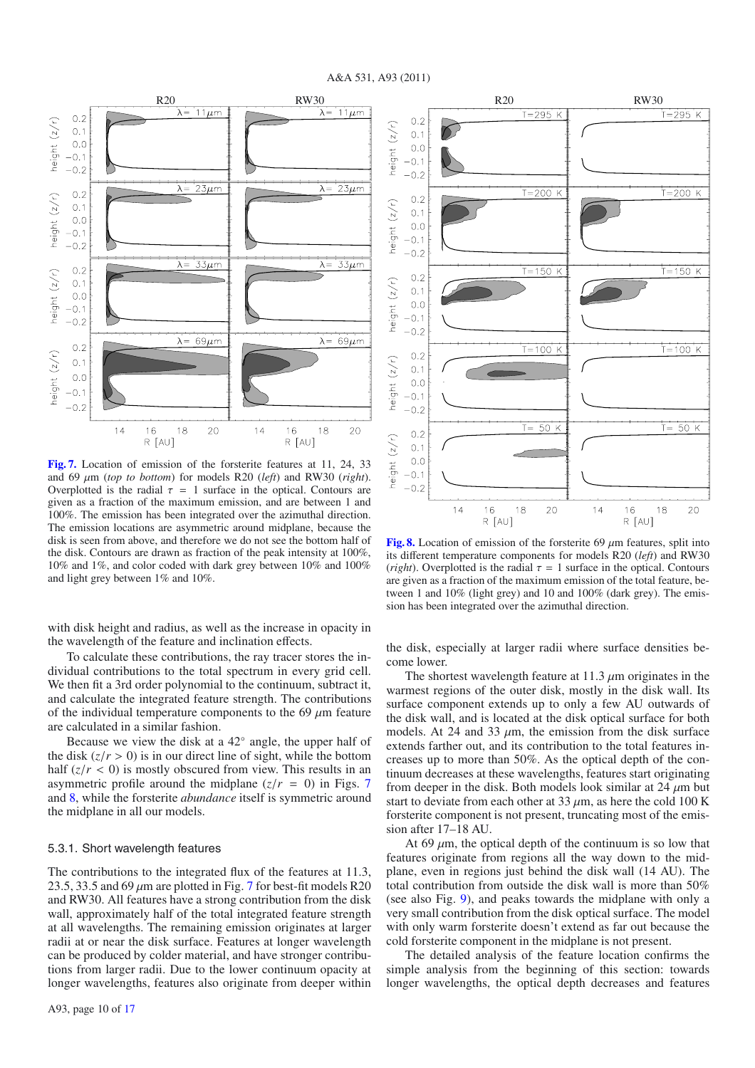**Fig. 7.** Location of emission of the forsterite features at 11, 24, 33 and 69 $\mu$m (*top to bottom*) for models R20 (*left*) and RW30 (*right*). Overplotted is the radial $\tau = 1$ surface in the optical. Contours are given as a fraction of the maximum emission, and are between 1 and 100%. The emission has been integrated over the azimuthal direction. The emission locations are asymmetric around midplane, because the disk is seen from above, and therefore we do not see the bottom half of the disk. Contours are drawn as fraction of the peak intensity at 100%, 10% and 1%, and color coded with dark grey between 10% and 100% and light grey between 1% and 10%.

**Fig. 8.** Location of emission of the forsterite 69 $\mu$m features, split into its different temperature components for models R20 (*left*) and RW30 (*right*). Overplotted is the radial $\tau = 1$ surface in the optical. Contours are given as a fraction of the maximum emission of the total feature, between 1 and 10% (light grey) and 10 and 100% (dark grey). The emission has been integrated over the azimuthal direction.

with disk height and radius, as well as the increase in opacity in the wavelength of the feature and inclination effects.

To calculate these contributions, the ray tracer stores the individual contributions to the total spectrum in every grid cell. We then fit a 3rd order polynomial to the continuum, subtract it, and calculate the integrated feature strength. The contributions of the individual temperature components to the 69 $\mu$m feature are calculated in a similar fashion.

Because we view the disk at a 42° angle, the upper half of the disk ($z/r > 0$) is in our direct line of sight, while the bottom half ($z/r < 0$) is mostly obscured from view. This results in an asymmetric profile around the midplane ($z/r = 0$) in Figs. 7 and 8, while the forsterite *abundance* itself is symmetric around the midplane in all our models.

### 5.3.1. Short wavelength features

The contributions to the integrated flux of the features at 11.3, 23.5, 33.5 and 69 $\mu$m are plotted in Fig. 7 for best-fit models R20 and RW30. All features have a strong contribution from the disk wall, approximately half of the total integrated feature strength at all wavelengths. The remaining emission originates at larger radii at or near the disk surface. Features at longer wavelength can be produced by colder material, and have stronger contributions from larger radii. Due to the lower continuum opacity at longer wavelengths, features also originate from deeper within the disk, especially at larger radii where surface densities become lower.

The shortest wavelength feature at 11.3 $\mu$m originates in the warmest regions of the outer disk, mostly in the disk wall. Its surface component extends up to only a few AU outwards of the disk wall, and is located at the disk optical surface for both models. At 24 and 33 $\mu$m, the emission from the disk surface extends farther out, and its contribution to the total features increases up to more than 50%. As the optical depth of the continuum decreases at these wavelengths, features start originating from deeper in the disk. Both models look similar at 24 $\mu$m but start to deviate from each other at 33 $\mu$m, as here the cold 100 K forsterite component is not present, truncating most of the emission after 17–18 AU.

At 69 $\mu$m, the optical depth of the continuum is so low that features originate from regions all the way down to the midplane, even in regions just behind the disk wall (14 AU). The total contribution from outside the disk wall is more than 50% (see also Fig. 9), and peaks towards the midplane with only a very small contribution from the disk optical surface. The model with only warm forsterite doesn't extend as far out because the cold forsterite component in the midplane is not present.

The detailed analysis of the feature location confirms the simple analysis from the beginning of this section: towards longer wavelengths, the optical depth decreases and features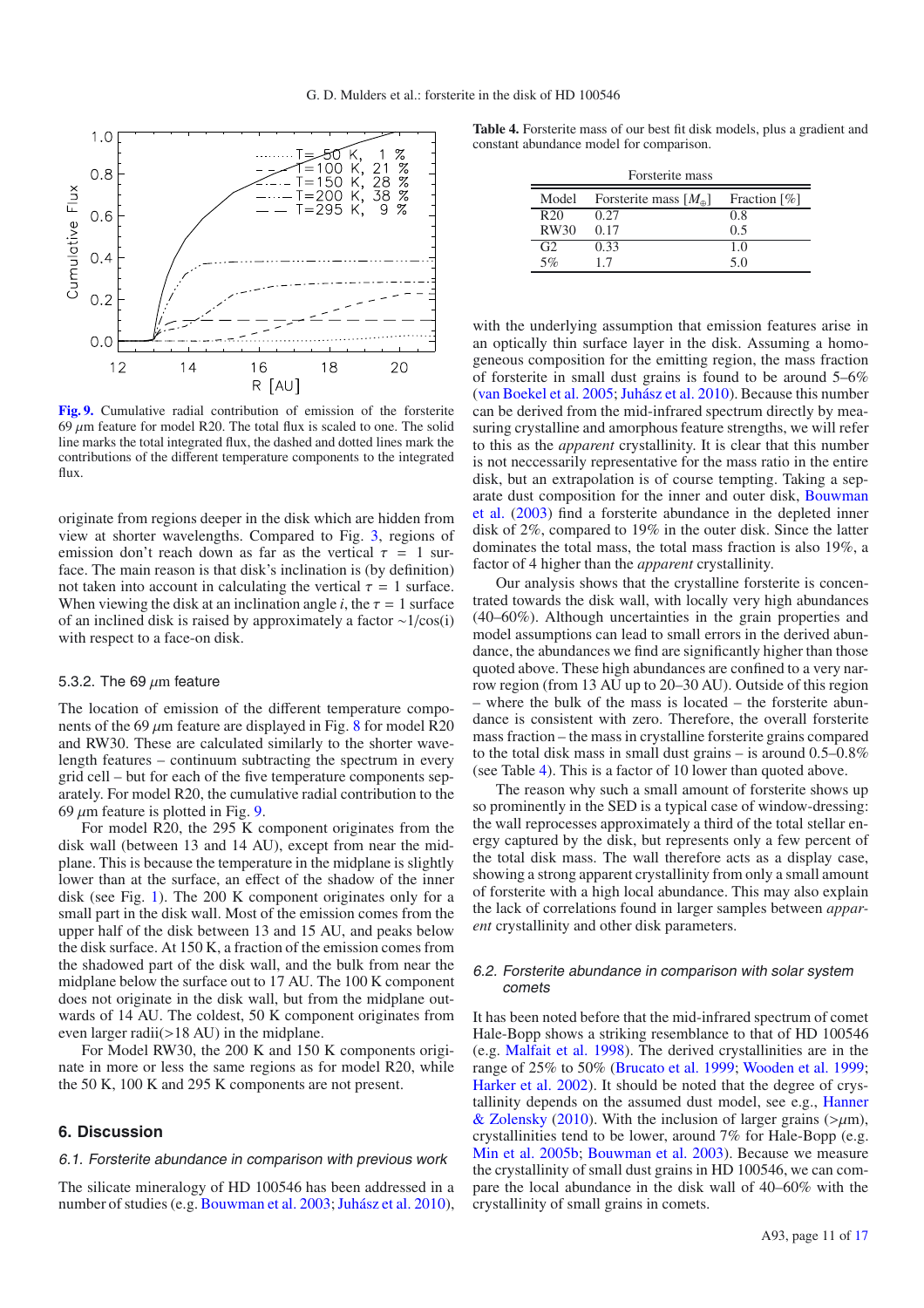Fig. 9. Cumulative radial contribution of emission of the forsterite 69 $\mu$m feature for model R20. The total flux is scaled to one. The solid line marks the total integrated flux, the dashed and dotted lines mark the contributions of the different temperature components to the integrated flux.

originate from regions deeper in the disk which are hidden from view at shorter wavelengths. Compared to Fig. 3, regions of emission don't reach down as far as the vertical $\tau = 1$ surface. The main reason is that disk's inclination is (by definition) not taken into account in calculating the vertical $\tau = 1$ surface. When viewing the disk at an inclination angle $i$, the $\tau = 1$ surface of an inclined disk is raised by approximately a factor ~1/cos(i) with respect to a face-on disk.

#### 5.3.2. The 69 $\mu$m feature

The location of emission of the different temperature components of the 69 $\mu$m feature are displayed in Fig. 8 for model R20 and RW30. These are calculated similarly to the shorter wavelength features – continuum subtracting the spectrum in every grid cell – but for each of the five temperature components separately. For model R20, the cumulative radial contribution to the 69 $\mu$m feature is plotted in Fig. 9.

For model R20, the 295 K component originates from the disk wall (between 13 and 14 AU), except from near the midplane. This is because the temperature in the midplane is slightly lower than at the surface, an effect of the shadow of the inner disk (see Fig. 1). The 200 K component originates only for a small part in the disk wall. Most of the emission comes from the upper half of the disk between 13 and 15 AU, and peaks below the disk surface. At 150 K, a fraction of the emission comes from the shadowed part of the disk wall, and the bulk from near the midplane below the surface out to 17 AU. The 100 K component does not originate in the disk wall, but from the midplane outwards of 14 AU. The coldest, 50 K component originates from even larger radii(>18 AU) in the midplane.

For Model RW30, the 200 K and 150 K components originate in more or less the same regions as for model R20, while the 50 K, 100 K and 295 K components are not present.

## 6. Discussion

### 6.1. Forsterite abundance in comparison with previous work

The silicate mineralogy of HD 100546 has been addressed in a number of studies (e.g. Bouwman et al. 2003; Juhász et al. 2010), with the underlying assumption that emission features arise in an optically thin surface layer in the disk. Assuming a homogeneous composition for the emitting region, the mass fraction of forsterite in small dust grains is found to be around 5–6% (van Boekel et al. 2005; Juhász et al. 2010). Because this number can be derived from the mid-infrared spectrum directly by measuring crystalline and amorphous feature strengths, we will refer to this as the *apparent* crystallinity. It is clear that this number is not neccessarily representative for the mass ratio in the entire disk, but an extrapolation is of course tempting. Taking a separate dust composition for the inner and outer disk, Bouwman et al. (2003) find a forsterite abundance in the depleted inner disk of 2%, compared to 19% in the outer disk. Since the latter dominates the total mass, the total mass fraction is also 19%, a factor of 4 higher than the *apparent* crystallinity.

Table 4. Forsterite mass of our best fit disk models, plus a gradient and constant abundance model for comparison.

| Model | Forsterite mass [$M_\oplus$] | Fraction [%] |
|---|---|---|
| R20 | 0.27 | 0.8 |
| RW30 | 0.17 | 0.5 |
| G2 | 0.33 | 1.0 |
| 5% | 1.7 | 5.0 |

Our analysis shows that the crystalline forsterite is concentrated towards the disk wall, with locally very high abundances (40–60%). Although uncertainties in the grain properties and model assumptions can lead to small errors in the derived abundance, the abundances we find are significantly higher than those quoted above. These high abundances are confined to a very narrow region (from 13 AU up to 20–30 AU). Outside of this region – where the bulk of the mass is located – the forsterite abundance is consistent with zero. Therefore, the overall forsterite mass fraction – the mass in crystalline forsterite grains compared to the total disk mass in small dust grains – is around 0.5–0.8% (see Table 4). This is a factor of 10 lower than quoted above.

The reason why such a small amount of forsterite shows up so prominently in the SED is a typical case of window-dressing: the wall reprocesses approximately a third of the total stellar energy captured by the disk, but represents only a few percent of the total disk mass. The wall therefore acts as a display case, showing a strong apparent crystallinity from only a small amount of forsterite with a high local abundance. This may also explain the lack of correlations found in larger samples between *apparent* crystallinity and other disk parameters.

### 6.2. Forsterite abundance in comparison with solar system comets

It has been noted before that the mid-infrared spectrum of comet Hale-Bopp shows a striking resemblance to that of HD 100546 (e.g. Malfait et al. 1998). The derived crystallinities are in the range of 25% to 50% (Brucato et al. 1999; Wooden et al. 1999; Harker et al. 2002). It should be noted that the degree of crystallinity depends on the assumed dust model, see e.g., Hanner & Zolensky (2010). With the inclusion of larger grains (>$\mu$m), crystallinities tend to be lower, around 7% for Hale-Bopp (e.g. Min et al. 2005b; Bouwman et al. 2003). Because we measure the crystallinity of small dust grains in HD 100546, we can compare the local abundance in the disk wall of 40–60% with the crystallinity of small grains in comets.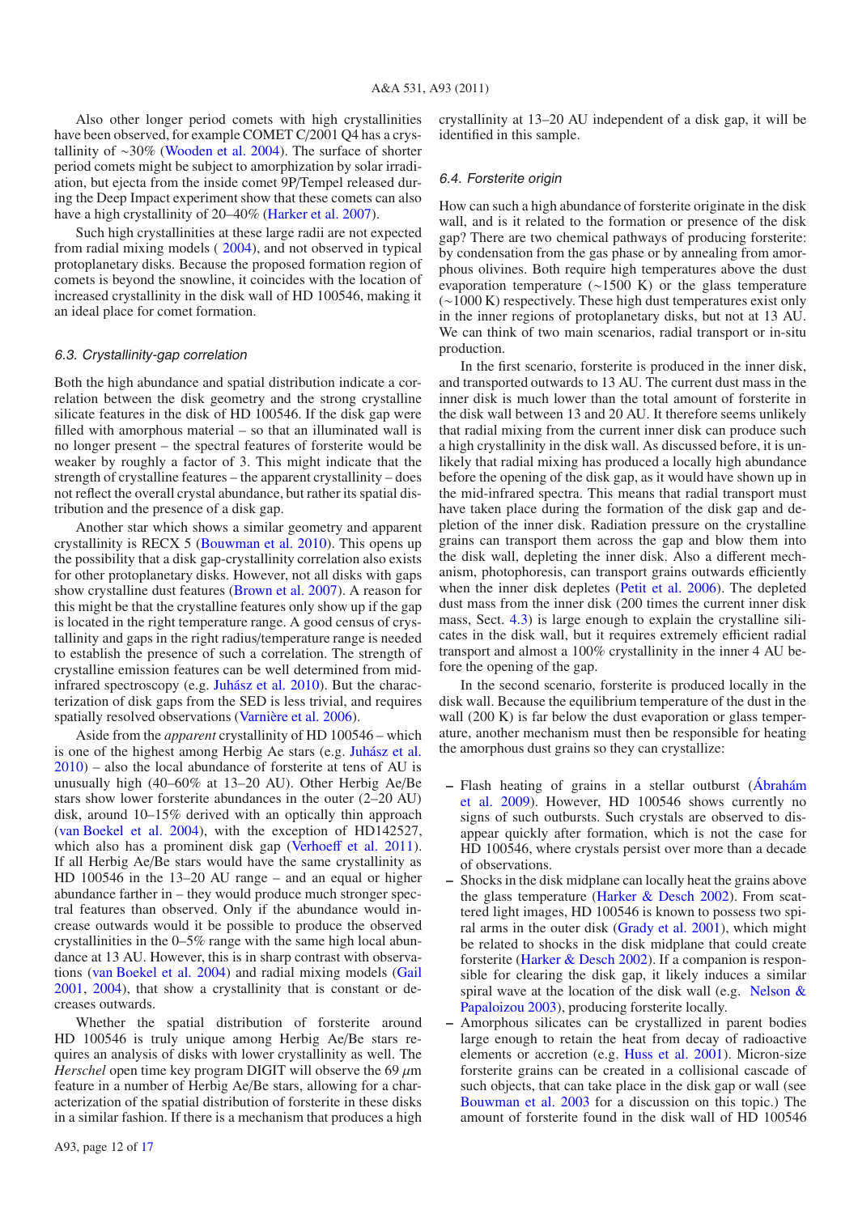Also other longer period comets with high crystallinities have been observed, for example COMET C/2001 Q4 has a crystallinity of ∼30% (Wooden et al. 2004). The surface of shorter period comets might be subject to amorphization by solar irradiation, but ejecta from the inside comet 9P/Tempel released during the Deep Impact experiment show that these comets can also have a high crystallinity of 20–40% (Harker et al. 2007).

Such high crystallinities at these large radii are not expected from radial mixing models ( 2004), and not observed in typical protoplanetary disks. Because the proposed formation region of comets is beyond the snowline, it coincides with the location of increased crystallinity in the disk wall of HD 100546, making it an ideal place for comet formation.

### 6.3. Crystallinity-gap correlation

Both the high abundance and spatial distribution indicate a correlation between the disk geometry and the strong crystalline silicate features in the disk of HD 100546. If the disk gap were filled with amorphous material – so that an illuminated wall is no longer present – the spectral features of forsterite would be weaker by roughly a factor of 3. This might indicate that the strength of crystalline features – the apparent crystallinity – does not reflect the overall crystal abundance, but rather its spatial distribution and the presence of a disk gap.

Another star which shows a similar geometry and apparent crystallinity is RECX 5 (Bouwman et al. 2010). This opens up the possibility that a disk gap-crystallinity correlation also exists for other protoplanetary disks. However, not all disks with gaps show crystalline dust features (Brown et al. 2007). A reason for this might be that the crystalline features only show up if the gap is located in the right temperature range. A good census of crystallinity and gaps in the right radius/temperature range is needed to establish the presence of such a correlation. The strength of crystalline emission features can be well determined from mid-infrared spectroscopy (e.g. Juhász et al. 2010). But the characterization of disk gaps from the SED is less trivial, and requires spatially resolved observations (Varnière et al. 2006).

Aside from the *apparent* crystallinity of HD 100546 – which is one of the highest among Herbig Ae stars (e.g. Juhász et al. 2010) – also the local abundance of forsterite at tens of AU is unusually high (40–60% at 13–20 AU). Other Herbig Ae/Be stars show lower forsterite abundances in the outer (2–20 AU) disk, around 10–15% derived with an optically thin approach (van Boekel et al. 2004), with the exception of HD142527, which also has a prominent disk gap (Verhoeff et al. 2011). If all Herbig Ae/Be stars would have the same crystallinity as HD 100546 in the 13–20 AU range – and an equal or higher abundance farther in – they would produce much stronger spectral features than observed. Only if the abundance would increase outwards would it be possible to produce the observed crystallinities in the 0–5% range with the same high local abundance at 13 AU. However, this is in sharp contrast with observations (van Boekel et al. 2004) and radial mixing models (Gail 2001, 2004), that show a crystallinity that is constant or decreases outwards.

Whether the spatial distribution of forsterite around HD 100546 is truly unique among Herbig Ae/Be stars requires an analysis of disks with lower crystallinity as well. The *Herschel* open time key program DIGIT will observe the 69 $\mu$m feature in a number of Herbig Ae/Be stars, allowing for a characterization of the spatial distribution of forsterite in these disks in a similar fashion. If there is a mechanism that produces a high crystallinity at 13–20 AU independent of a disk gap, it will be identified in this sample.

### 6.4. Forsterite origin

How can such a high abundance of forsterite originate in the disk wall, and is it related to the formation or presence of the disk gap? There are two chemical pathways of producing forsterite: by condensation from the gas phase or by annealing from amorphous olivines. Both require high temperatures above the dust evaporation temperature (∼1500 K) or the glass temperature (∼1000 K) respectively. These high dust temperatures exist only in the inner regions of protoplanetary disks, but not at 13 AU. We can think of two main scenarios, radial transport or in-situ production.

In the first scenario, forsterite is produced in the inner disk, and transported outwards to 13 AU. The current dust mass in the inner disk is much lower than the total amount of forsterite in the disk wall between 13 and 20 AU. It therefore seems unlikely that radial mixing from the current inner disk can produce such a high crystallinity in the disk wall. As discussed before, it is unlikely that radial mixing has produced a locally high abundance before the opening of the disk gap, as it would have shown up in the mid-infrared spectra. This means that radial transport must have taken place during the formation of the disk gap and depletion of the inner disk. Radiation pressure on the crystalline grains can transport them across the gap and blow them into the disk wall, depleting the inner disk. Also a different mechanism, photophoresis, can transport grains outwards efficiently when the inner disk depletes (Petit et al. 2006). The depleted dust mass from the inner disk (200 times the current inner disk mass, Sect. 4.3) is large enough to explain the crystalline silicates in the disk wall, but it requires extremely efficient radial transport and almost a 100% crystallinity in the inner 4 AU before the opening of the gap.

In the second scenario, forsterite is produced locally in the disk wall. Because the equilibrium temperature of the dust in the wall (200 K) is far below the dust evaporation or glass temperature, another mechanism must then be responsible for heating the amorphous dust grains so they can crystallize:

- Flash heating of grains in a stellar outburst (Ábrahám et al. 2009). However, HD 100546 shows currently no signs of such outbursts. Such crystals are observed to disappear quickly after formation, which is not the case for HD 100546, where crystals persist over more than a decade of observations.
- Shocks in the disk midplane can locally heat the grains above the glass temperature (Harker & Desch 2002). From scattered light images, HD 100546 is known to possess two spiral arms in the outer disk (Grady et al. 2001), which might be related to shocks in the disk midplane that could create forsterite (Harker & Desch 2002). If a companion is responsible for clearing the disk gap, it likely induces a similar spiral wave at the location of the disk wall (e.g. Nelson & Papaloizou 2003), producing forsterite locally.
- Amorphous silicates can be crystallized in parent bodies large enough to retain the heat from decay of radioactive elements or accretion (e.g. Huss et al. 2001). Micron-size forsterite grains can be created in a collisional cascade of such objects, that can take place in the disk gap or wall (see Bouwman et al. 2003 for a discussion on this topic.) The amount of forsterite found in the disk wall of HD 100546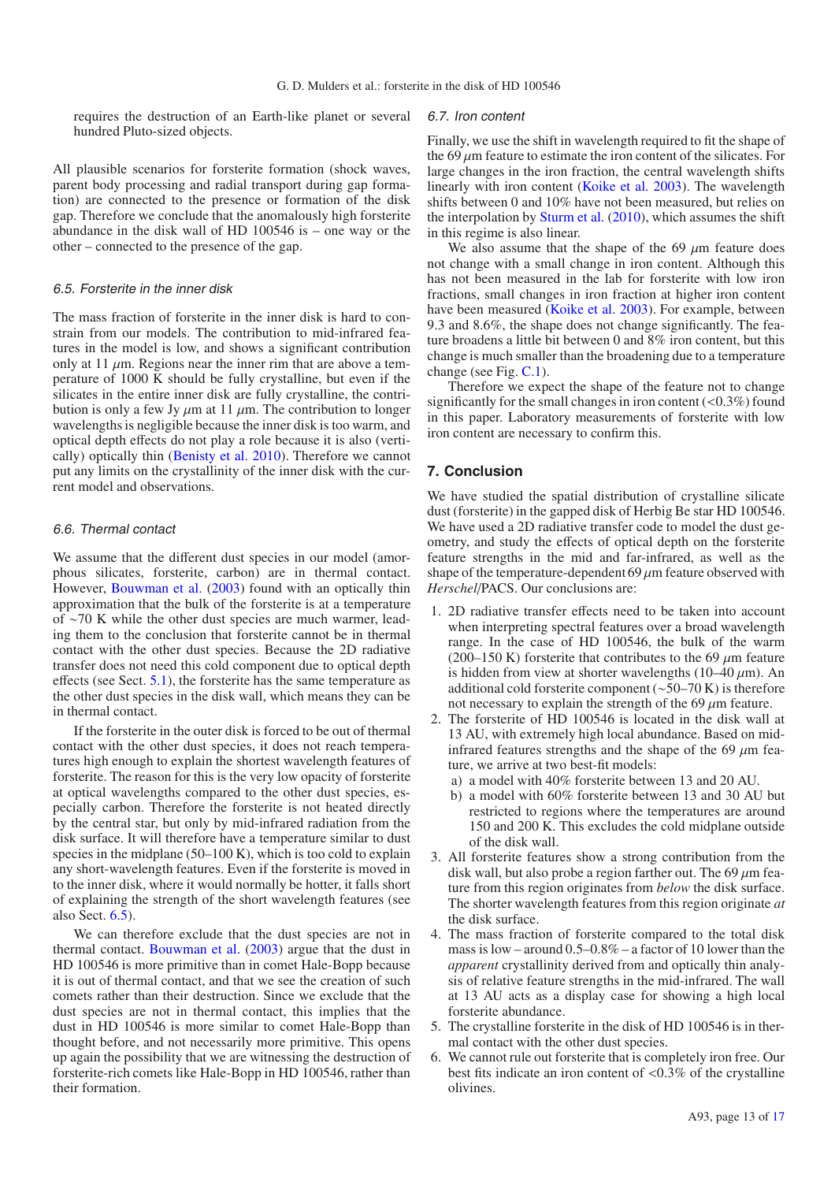requires the destruction of an Earth-like planet or several hundred Pluto-sized objects.

All plausible scenarios for forsterite formation (shock waves, parent body processing and radial transport during gap formation) are connected to the presence or formation of the disk gap. Therefore we conclude that the anomalously high forsterite abundance in the disk wall of HD 100546 is – one way or the other – connected to the presence of the gap.

### 6.5. Forsterite in the inner disk

The mass fraction of forsterite in the inner disk is hard to constrain from our models. The contribution to mid-infrared features in the model is low, and shows a significant contribution only at 11 $\mu$m. Regions near the inner rim that are above a temperature of 1000 K should be fully crystalline, but even if the silicates in the entire inner disk are fully crystalline, the contribution is only a few Jy $\mu$m at 11 $\mu$m. The contribution to longer wavelengths is negligible because the inner disk is too warm, and optical depth effects do not play a role because it is also (vertically) optically thin (Benisty et al. 2010). Therefore we cannot put any limits on the crystallinity of the inner disk with the current model and observations.

### 6.6. Thermal contact

We assume that the different dust species in our model (amorphous silicates, forsterite, carbon) are in thermal contact. However, Bouwman et al. (2003) found with an optically thin approximation that the bulk of the forsterite is at a temperature of ∼70 K while the other dust species are much warmer, leading them to the conclusion that forsterite cannot be in thermal contact with the other dust species. Because the 2D radiative transfer does not need this cold component due to optical depth effects (see Sect. 5.1), the forsterite has the same temperature as the other dust species in the disk wall, which means they can be in thermal contact.

If the forsterite in the outer disk is forced to be out of thermal contact with the other dust species, it does not reach temperatures high enough to explain the shortest wavelength features of forsterite. The reason for this is the very low opacity of forsterite at optical wavelengths compared to the other dust species, especially carbon. Therefore the forsterite is not heated directly by the central star, but only by mid-infrared radiation from the disk surface. It will therefore have a temperature similar to dust species in the midplane (50–100 K), which is too cold to explain any short-wavelength features. Even if the forsterite is moved in to the inner disk, where it would normally be hotter, it falls short of explaining the strength of the short wavelength features (see also Sect. 6.5).

We can therefore exclude that the dust species are not in thermal contact. Bouwman et al. (2003) argue that the dust in HD 100546 is more primitive than in comet Hale-Bopp because it is out of thermal contact, and that we see the creation of such comets rather than their destruction. Since we exclude that the dust species are not in thermal contact, this implies that the dust in HD 100546 is more similar to comet Hale-Bopp than thought before, and not necessarily more primitive. This opens up again the possibility that we are witnessing the destruction of forsterite-rich comets like Hale-Bopp in HD 100546, rather than their formation.

### 6.7. Iron content

Finally, we use the shift in wavelength required to fit the shape of the 69 $\mu$m feature to estimate the iron content of the silicates. For large changes in the iron fraction, the central wavelength shifts linearly with iron content (Koike et al. 2003). The wavelength shifts between 0 and 10% have not been measured, but relies on the interpolation by Sturm et al. (2010), which assumes the shift in this regime is also linear.

We also assume that the shape of the 69 $\mu$m feature does not change with a small change in iron content. Although this has not been measured in the lab for forsterite with low iron fractions, small changes in iron fraction at higher iron content have been measured (Koike et al. 2003). For example, between 9.3 and 8.6%, the shape does not change significantly. The feature broadens a little bit between 0 and 8% iron content, but this change is much smaller than the broadening due to a temperature change (see Fig. C.1).

Therefore we expect the shape of the feature not to change significantly for the small changes in iron content (<0.3%) found in this paper. Laboratory measurements of forsterite with low iron content are necessary to confirm this.

## 7. Conclusion

We have studied the spatial distribution of crystalline silicate dust (forsterite) in the gapped disk of Herbig Be star HD 100546. We have used a 2D radiative transfer code to model the dust geometry, and study the effects of optical depth on the forsterite feature strengths in the mid and far-infrared, as well as the shape of the temperature-dependent 69 $\mu$m feature observed with *Herschel*/PACS. Our conclusions are:

1. 2D radiative transfer effects need to be taken into account when interpreting spectral features over a broad wavelength range. In the case of HD 100546, the warm (200–150 K) forsterite that contributes to the 69 $\mu$m feature is hidden from view at shorter wavelengths (10–40 $\mu$m). An additional cold forsterite component (∼50–70 K) is therefore not necessary to explain the strength of the 69 $\mu$m feature.
2. The forsterite of HD 100546 is located in the disk wall at 13 AU, with extremely high local abundance. Based on mid-infrared features strengths and the shape of the 69 $\mu$m feature, we arrive at two best-fit models:
   a) a model with 40% forsterite between 13 and 20 AU.
   b) a model with 60% forsterite between 13 and 30 AU but restricted to regions where the temperatures are around 150 and 200 K. This excludes the cold midplane outside of the disk wall.
3. All forsterite features show a strong contribution from the disk wall, but also probe a region farther out. The 69 $\mu$m feature from this region originates from *below* the disk surface. The shorter wavelength features from this region originate *at* the disk surface.
4. The mass fraction of forsterite compared to the total disk mass is low – around 0.5–0.8% – a factor of 10 lower than the *apparent* crystallinity derived from and optically thin analysis of relative feature strengths in the mid-infrared. The wall at 13 AU acts as a display case for showing a high local forsterite abundance.
5. The crystalline forsterite in the disk of HD 100546 is in thermal contact with the other dust species.
6. We cannot rule out forsterite that is completely iron free. Our best fits indicate an iron content of <0.3% of the crystalline olivines.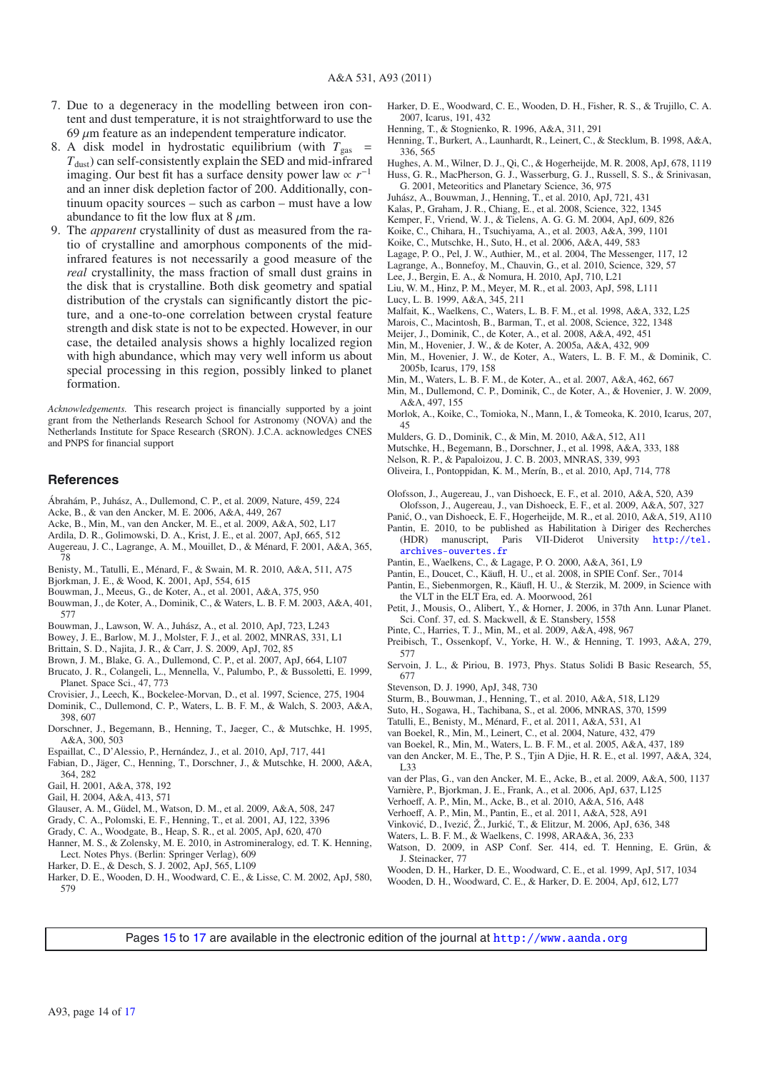7. Due to a degeneracy in the modelling between iron content and dust temperature, it is not straightforward to use the 69 $\mu$m feature as an independent temperature indicator.
8. A disk model in hydrostatic equilibrium (with $T_{\rm gas} = T_{\rm dust}$) can self-consistently explain the SED and mid-infrared imaging. Our best fit has a surface density power law $\propto r^{-1}$ and an inner disk depletion factor of 200. Additionally, continuum opacity sources – such as carbon – must have a low abundance to fit the low flux at 8 $\mu$m.
9. The *apparent* crystallinity of dust as measured from the ratio of of crystalline and amorphous components of the mid-infrared features is not necessarily a good measure of the *real* crystallinity, the mass fraction of small dust grains in the disk that is crystalline. Both disk geometry and spatial distribution of the crystals can significantly distort the picture, and a one-to-one correlation between crystal feature strength and disk state is not to be expected. However, in our case, the detailed analysis shows a highly localized region with high abundance, which may very well inform us about special processing in this region, possibly linked to planet formation.

*Acknowledgements.* This research project is financially supported by a joint grant from the Netherlands Research School for Astronomy (NOVA) and the Netherlands Institute for Space Research (SRON). J.C.A. acknowledges CNES and PNPS for financial support

## References

Ábrahám, P., Juhász, A., Dullemond, C. P., et al. 2009, Nature, 459, 224
Acke, B., & van den Ancker, M. E. 2006, A&A, 449, 267
Acke, B., Min, M., van den Ancker, M. E., et al. 2009, A&A, 502, L17
Ardila, D. R., Golimowski, D. A., Krist, J. E., et al. 2007, ApJ, 665, 512
Augereau, J. C., Lagrange, A. M., Mouillet, D., & Ménard, F. 2001, A&A, 365, 78
Benisty, M., Tatulli, E., Ménard, F., & Swain, M. R. 2010, A&A, 511, A75
Bjorkman, J. E., & Wood, K. 2001, ApJ, 554, 615
Bouwman, J., Meeus, G., de Koter, A., et al. 2001, A&A, 375, 950
Bouwman, J., de Koter, A., Dominik, C., & Waters, L. B. F. M. 2003, A&A, 401, 577
Bouwman, J., Lawson, W. A., Juhász, A., et al. 2010, ApJ, 723, L243
Bowey, J. E., Barlow, M. J., Molster, F. J., et al. 2002, MNRAS, 331, L1
Brittain, S. D., Najita, J. R., & Carr, J. S. 2009, ApJ, 702, 85
Brown, J. M., Blake, G. A., Dullemond, C. P., et al. 2007, ApJ, 664, L107
Brucato, J. R., Colangeli, L., Mennella, V., Palumbo, P., & Bussoletti, E. 1999, Planet. Space Sci., 47, 773
Crovisier, J., Leech, K., Bockelee-Morvan, D., et al. 1997, Science, 275, 1904
Dominik, C., Dullemond, C. P., Waters, L. B. F. M., & Walch, S. 2003, A&A, 398, 607
Dorschner, J., Begemann, B., Henning, T., Jaeger, C., & Mutschke, H. 1995, A&A, 300, 503
Espaillat, C., D'Alessio, P., Hernández, J., et al. 2010, ApJ, 717, 441
Fabian, D., Jäger, C., Henning, T., Dorschner, J., & Mutschke, H. 2000, A&A, 364, 282
Gail, H. 2001, A&A, 378, 192
Gail, H. 2004, A&A, 413, 571
Glauser, A. M., Güdel, M., Watson, D. M., et al. 2009, A&A, 508, 247
Grady, C. A., Polomski, E. F., Henning, T., et al. 2001, AJ, 122, 3396
Grady, C. A., Woodgate, B., Heap, S. R., et al. 2005, ApJ, 620, 470
Hanner, M. S., & Zolensky, M. E. 2010, in Astromineralogy, ed. T. K. Henning, Lect. Notes Phys. (Berlin: Springer Verlag), 609
Harker, D. E., & Desch, S. J. 2002, ApJ, 565, L109
Harker, D. E., Wooden, D. H., Woodward, C. E., & Lisse, C. M. 2002, ApJ, 580, 579
Harker, D. E., Woodward, C. E., Wooden, D. H., Fisher, R. S., & Trujillo, C. A. 2007, Icarus, 191, 432
Henning, T., & Stognienko, R. 1996, A&A, 311, 291
Henning, T., Burkert, A., Launhardt, R., Leinert, C., & Stecklum, B. 1998, A&A, 336, 565
Hughes, A. M., Wilner, D. J., Qi, C., & Hogerheijde, M. R. 2008, ApJ, 678, 1119
Huss, G. R., MacPherson, G. J., Wasserburg, G. J., Russell, S. S., & Srinivasan, G. 2001, Meteoritics and Planetary Science, 36, 975
Juhász, A., Bouwman, J., Henning, T., et al. 2010, ApJ, 721, 431
Kalas, P., Graham, J. R., Chiang, E., et al. 2008, Science, 322, 1345
Kemper, F., Vriend, W. J., & Tielens, A. G. G. M. 2004, ApJ, 609, 826
Koike, C., Chihara, H., Tsuchiyama, A., et al. 2003, A&A, 399, 1101
Koike, C., Mutschke, H., Suto, H., et al. 2006, A&A, 449, 583
Lagage, P. O., Pel, J. W., Authier, M., et al. 2004, The Messenger, 117, 12
Lagrange, A., Bonnefoy, M., Chauvin, G., et al. 2010, Science, 329, 57
Lee, J., Bergin, E. A., & Nomura, H. 2010, ApJ, 710, L21
Liu, W. M., Hinz, P. M., Meyer, M. R., et al. 2003, ApJ, 598, L111
Lucy, L. B. 1999, A&A, 345, 211
Malfait, K., Waelkens, C., Waters, L. B. F. M., et al. 1998, A&A, 332, L25
Marois, C., Macintosh, B., Barman, T., et al. 2008, Science, 322, 1348
Meijer, J., Dominik, C., de Koter, A., et al. 2008, A&A, 492, 451
Min, M., Hovenier, J. W., & de Koter, A. 2005a, A&A, 432, 909
Min, M., Hovenier, J. W., de Koter, A., Waters, L. B. F. M., & Dominik, C. 2005b, Icarus, 179, 158
Min, M., Waters, L. B. F. M., de Koter, A., et al. 2007, A&A, 462, 667
Min, M., Dullemond, C. P., Dominik, C., de Koter, A., & Hovenier, J. W. 2009, A&A, 497, 155
Morlok, A., Koike, C., Tomioka, N., Mann, I., & Tomeoka, K. 2010, Icarus, 207, 45
Mulders, G. D., Dominik, C., & Min, M. 2010, A&A, 512, A11
Mutschke, H., Begemann, B., Dorschner, J., et al. 1998, A&A, 333, 188
Nelson, R. P., & Papaloizou, J. C. B. 2003, MNRAS, 339, 993
Oliveira, I., Pontoppidan, K. M., Merín, B., et al. 2010, ApJ, 714, 778
Olofsson, J., Augereau, J., van Dishoeck, E. F., et al. 2010, A&A, 520, A39
Olofsson, J., Augereau, J., van Dishoeck, E. F., et al. 2009, A&A, 507, 327
Panić, O., van Dishoeck, E. F., Hogerheijde, M. R., et al. 2010, A&A, 519, A110
Pantin, E. 2010, to be published as Habilitation à Diriger des Recherches (HDR) manuscript, Paris VII-Diderot University http://tel.archives-ouvertes.fr
Pantin, E., Waelkens, C., & Lagage, P. O. 2000, A&A, 361, L9
Pantin, E., Doucet, C., Käufl, H. U., et al. 2008, in SPIE Conf. Ser., 7014
Pantin, E., Siebenmorgen, R., Käufl, H. U., & Sterzik, M. 2009, in Science with the VLT in the ELT Era, ed. A. Moorwood, 261
Petit, J., Mousis, O., Alibert, Y., & Horner, J. 2006, in 37th Ann. Lunar Planet. Sci. Conf. 37, ed. S. Mackwell, & E. Stansbery, 1558
Pinte, C., Harries, T. J., Min, M., et al. 2009, A&A, 498, 967
Preibisch, T., Ossenkopf, V., Yorke, H. W., & Henning, T. 1993, A&A, 279, 577
Servoin, J. L., & Piriou, B. 1973, Phys. Status Solidi B Basic Research, 55, 677
Stevenson, D. J. 1990, ApJ, 348, 730
Sturm, B., Bouwman, J., Henning, T., et al. 2010, A&A, 518, L129
Suto, H., Sogawa, H., Tachibana, S., et al. 2006, MNRAS, 370, 1599
Tatulli, E., Benisty, M., Ménard, F., et al. 2011, A&A, 531, A1
van Boekel, R., Min, M., Leinert, C., et al. 2004, Nature, 432, 479
van Boekel, R., Min, M., Waters, L. B. F. M., et al. 2005, A&A, 437, 189
van den Ancker, M. E., The, P. S., Tjin A Djie, H. R. E., et al. 1997, A&A, 324, L33
van der Plas, G., van den Ancker, M. E., Acke, B., et al. 2009, A&A, 500, 1137
Varnière, P., Bjorkman, J. E., Frank, A., et al. 2006, ApJ, 637, L125
Verhoeff, A. P., Min, M., Acke, B., et al. 2010, A&A, 516, A48
Verhoeff, A. P., Min, M., Pantin, E., et al. 2011, A&A, 528, A91
Vinković, D., Ivezić, Ž., Jurkić, T., & Elitzur, M. 2006, ApJ, 636, 348
Waters, L. B. F. M., & Waelkens, C. 1998, ARA&A, 36, 233
Watson, D. 2009, in ASP Conf. Ser. 414, ed. T. Henning, E. Grün, & J. Steinacker, 77
Wooden, D. H., Harker, D. E., Woodward, C. E., et al. 1999, ApJ, 517, 1034
Wooden, D. H., Woodward, C. E., & Harker, D. E. 2004, ApJ, 612, L77

Pages 15 to 17 are available in the electronic edition of the journal at http://www.aanda.org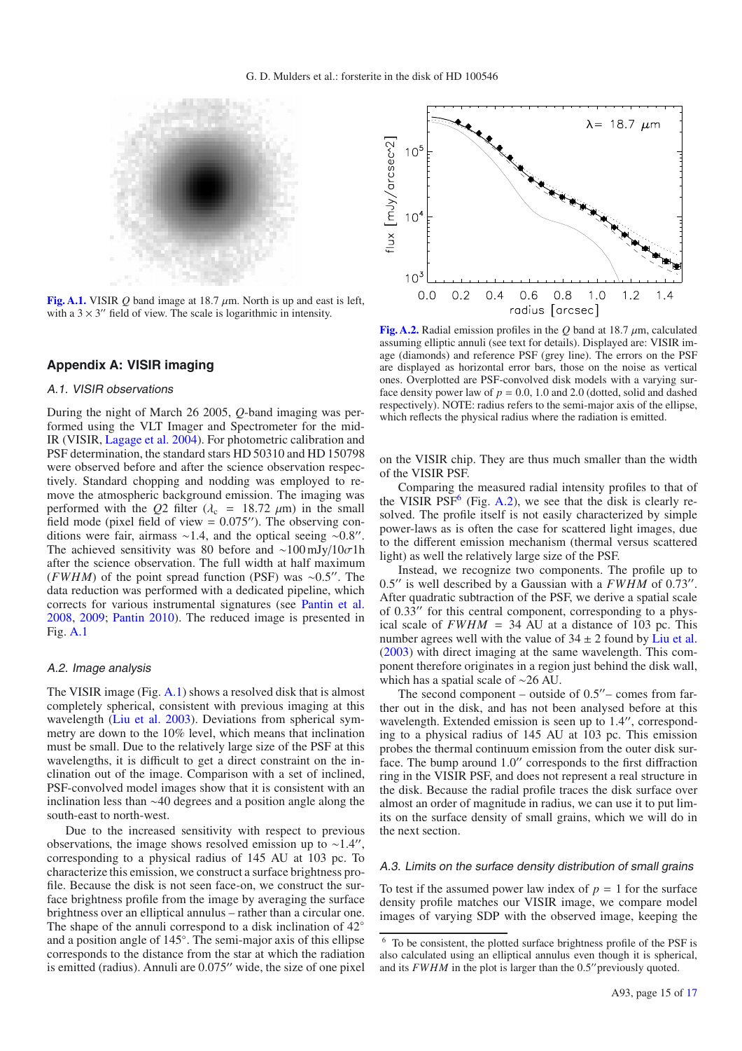Fig. A.1. VISIR $Q$ band image at 18.7 $\mu$m. North is up and east is left, with a $3 \times 3''$ field of view. The scale is logarithmic in intensity.

Fig. A.2. Radial emission profiles in the $Q$ band at 18.7 $\mu$m, calculated assuming elliptic annuli (see text for details). Displayed are: VISIR image (diamonds) and reference PSF (grey line). The errors on the PSF are displayed as horizontal error bars, those on the noise as vertical ones. Overplotted are PSF-convolved disk models with a varying surface density power law of $p = 0.0$, 1.0 and 2.0 (dotted, solid and dashed respectively). NOTE: radius refers to the semi-major axis of the ellipse, which reflects the physical radius where the radiation is emitted.

## Appendix A: VISIR imaging

### A.1. VISIR observations

During the night of March 26 2005, $Q$-band imaging was performed using the VLT Imager and Spectrometer for the mid-IR (VISIR, Lagage et al. 2004). For photometric calibration and PSF determination, the standard stars HD 50310 and HD 150798 were observed before and after the science observation respectively. Standard chopping and nodding was employed to remove the atmospheric background emission. The imaging was performed with the $Q2$ filter ($\lambda_c = 18.72$ $\mu$m) in the small field mode (pixel field of view = $0.075''$). The observing conditions were fair, airmass ∼1.4, and the optical seeing ∼$0.8''$. The achieved sensitivity was 80 before and ∼100 mJy/10$\sigma$1h after the science observation. The full width at half maximum ($FWHM$) of the point spread function (PSF) was ∼$0.5''$. The data reduction was performed with a dedicated pipeline, which corrects for various instrumental signatures (see Pantin et al. 2008, 2009; Pantin 2010). The reduced image is presented in Fig. A.1

### A.2. Image analysis

The VISIR image (Fig. A.1) shows a resolved disk that is almost completely spherical, consistent with previous imaging at this wavelength (Liu et al. 2003). Deviations from spherical symmetry are down to the 10% level, which means that inclination must be small. Due to the relatively large size of the PSF at this wavelengths, it is difficult to get a direct constraint on the inclination out of the image. Comparison with a set of inclined, PSF-convolved model images show that it is consistent with an inclination less than ∼40 degrees and a position angle along the south-east to north-west.

Due to the increased sensitivity with respect to previous observations, the image shows resolved emission up to ∼$1.4''$, corresponding to a physical radius of 145 AU at 103 pc. To characterize this emission, we construct a surface brightness profile. Because the disk is not seen face-on, we construct the surface brightness profile from the image by averaging the surface brightness over an elliptical annulus – rather than a circular one. The shape of the annuli correspond to a disk inclination of 42° and a position angle of 145°. The semi-major axis of this ellipse corresponds to the distance from the star at which the radiation is emitted (radius). Annuli are $0.075''$ wide, the size of one pixel on the VISIR chip. They are thus much smaller than the width of the VISIR PSF.

Comparing the measured radial intensity profiles to that of the VISIR PSF[6] (Fig. A.2), we see that the disk is clearly resolved. The profile itself is not easily characterized by simple power-laws as is often the case for scattered light images, due to the different emission mechanism (thermal versus scattered light) as well the relatively large size of the PSF.

Instead, we recognize two components. The profile up to $0.5''$ is well described by a Gaussian with a $FWHM$ of $0.73''$. After quadratic subtraction of the PSF, we derive a spatial scale of $0.33''$ for this central component, corresponding to a physical scale of $FWHM$ = 34 AU at a distance of 103 pc. This number agrees well with the value of $34 \pm 2$ found by Liu et al. (2003) with direct imaging at the same wavelength. This component therefore originates in a region just behind the disk wall, which has a spatial scale of ∼26 AU.

The second component – outside of $0.5''$– comes from farther out in the disk, and has not been analysed before at this wavelength. Extended emission is seen up to $1.4''$, corresponding to a physical radius of 145 AU at 103 pc. This emission probes the thermal continuum emission from the outer disk surface. The bump around $1.0''$ corresponds to the first diffraction ring in the VISIR PSF, and does not represent a real structure in the disk. Because the radial profile traces the disk surface over almost an order of magnitude in radius, we can use it to put limits on the surface density of small grains, which we will do in the next section.

### A.3. Limits on the surface density distribution of small grains

To test if the assumed power law index of $p = 1$ for the surface density profile matches our VISIR image, we compare model images of varying SDP with the observed image, keeping the

[6] To be consistent, the plotted surface brightness profile of the PSF is also calculated using an ellipitical annulus even though it is spherical, and its $FWHM$ in the plot is larger than the $0.5''$previously quoted.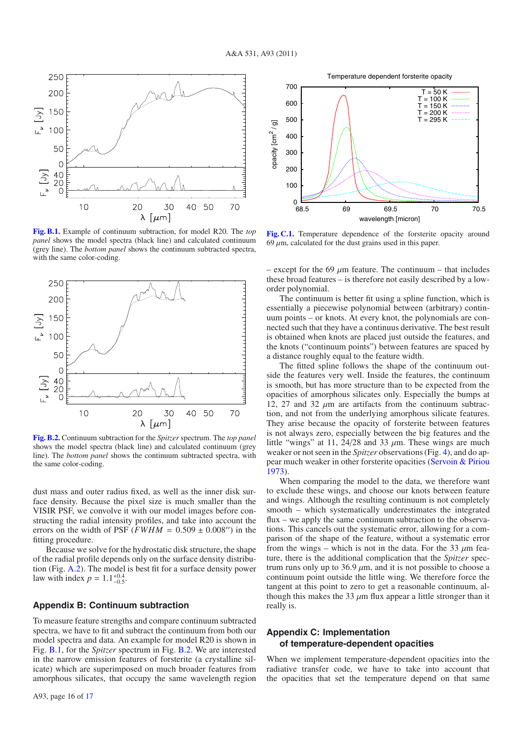**Fig. B.1.** Example of continuum subtraction, for model R20. The *top panel* shows the model spectra (black line) and calculated continuum (grey line). The *bottom panel* shows the continuum subtracted spectra, with the same color-coding.

**Fig. B.2.** Continuum subtraction for the *Spitzer* spectrum. The *top panel* shows the model spectra (black line) and calculated continuum (grey line). The *bottom panel* shows the continuum subtracted spectra, with the same color-coding.

dust mass and outer radius fixed, as well as the inner disk surface density. Because the pixel size is much smaller than the VISIR PSF, we convolve it with our model images before constructing the radial intensity profiles, and take into account the errors on the width of PSF ($FWHM = 0.509 \pm 0.008''$) in the fitting procedure.

Because we solve for the hydrostatic disk structure, the shape of the radial profile depends only on the surface density distribution (Fig. A.2). The model is best fit for a surface density power law with index $p = 1.1^{+0.4}_{-0.5}$.

## Appendix B: Continuum subtraction

To measure feature strengths and compare continuum subtracted spectra, we have to fit and subtract the continuum from both our model spectra and data. An example for model R20 is shown in Fig. B.1, for the *Spitzer* spectrum in Fig. B.2. We are interested in the narrow emission features of forsterite (a crystalline silicate) which are superimposed on much broader features from amorphous silicates, that occupy the same wavelength region – except for the 69 $\mu$m feature. The continuum – that includes these broad features – is therefore not easily described by a low-order polynomial.

The continuum is better fit using a spline function, which is essentially a piecewise polynomial between (arbitrary) continuum points – or knots. At every knot, the polynomials are connected such that they have a continuous derivative. The best result is obtained when knots are placed just outside the features, and the knots ("continuum points") between features are spaced by a distance roughly equal to the feature width.

The fitted spline follows the shape of the continuum outside the features very well. Inside the features, the continuum is smooth, but has more structure than to be expected from the opacities of amorphous silicates only. Especially the bumps at 12, 27 and 32 $\mu$m are artifacts from the continuum subtraction, and not from the underlying amorphous silicate features. They arise because the opacity of forsterite between features is not always zero, especially between the big features and the little "wings" at 11, 24/28 and 33 $\mu$m. These wings are much weaker or not seen in the *Spitzer* observations (Fig. 4), and do appear much weaker in other forsterite opacities (Servoin & Piriou 1973).

When comparing the model to the data, we therefore want to exclude these wings, and choose our knots between feature and wings. Although the resulting continuum is not completely smooth – which systematically underestimates the integrated flux – we apply the same continuum subtraction to the observations. This cancels out the systematic error, allowing for a comparison of the shape of the feature, without a systematic error from the wings – which is not in the data. For the 33 $\mu$m feature, there is the additional complication that the *Spitzer* spectrum runs only up to 36.9 $\mu$m, and it is not possible to choose a continuum point outside the little wing. We therefore force the tangent at this point to zero to get a reasonable continuum, although this makes the 33 $\mu$m flux appear a little stronger than it really is.

**Fig. C.1.** Temperature dependence of the forsterite opacity around 69 $\mu$m, calculated for the dust grains used in this paper.

## Appendix C: Implementation of temperature-dependent opacities

When we implement temperature-dependent opacities into the radiative transfer code, we have to take into account that the opacities that set the temperature depend on that same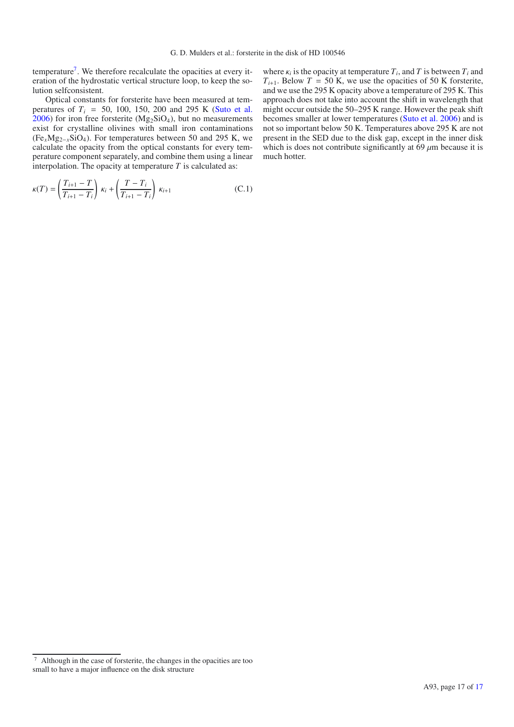temperature[7]. We therefore recalculate the opacities at every iteration of the hydrostatic vertical structure loop, to keep the solution selfconsistent.

Optical constants for forsterite have been measured at temperatures of $T_i$ = 50, 100, 150, 200 and 295 K (Suto et al. 2006) for iron free forsterite ($Mg_2SiO_4$), but no measurements exist for crystalline olivines with small iron contaminations ($Fe_xMg_{2-x}SiO_4$). For temperatures between 50 and 295 K, we calculate the opacity from the optical constants for every temperature component separately, and combine them using a linear interpolation. The opacity at temperature $T$ is calculated as:

$$\kappa(T) = \left(\frac{T_{i+1} - T}{T_{i+1} - T_i}\right) \kappa_i + \left(\frac{T - T_i}{T_{i+1} - T_i}\right) \kappa_{i+1} \tag{C.1}$$

where $\kappa_i$ is the opacity at temperature $T_i$, and $T$ is between $T_i$ and $T_{i+1}$. Below $T$ = 50 K, we use the opacities of 50 K forsterite, and we use the 295 K opacity above a temperature of 295 K. This approach does not take into account the shift in wavelength that might occur outside the 50–295 K range. However the peak shift becomes smaller at lower temperatures (Suto et al. 2006) and is not so important below 50 K. Temperatures above 295 K are not present in the SED due to the disk gap, except in the inner disk which is does not contribute significantly at 69 $\mu$m because it is much hotter.

[7] Although in the case of forsterite, the changes in the opacities are too small to have a major influence on the disk structure